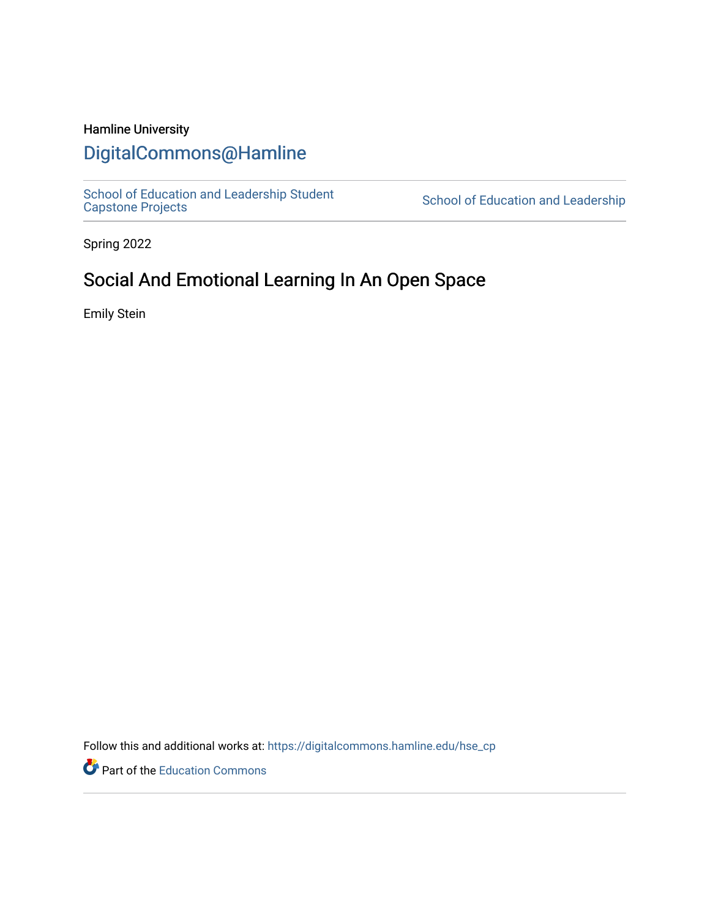Hamline University

# DigitalCommons@Hamline

School of Education and Leadership Student Capstone Projects | School of Education and Leadership

Spring 2022

## Social And Emotional Learning In An Open Space

Emily Stein

Follow this and additional works at: https://digitalcommons.hamline.edu/hse_cp

Part of the Education Commons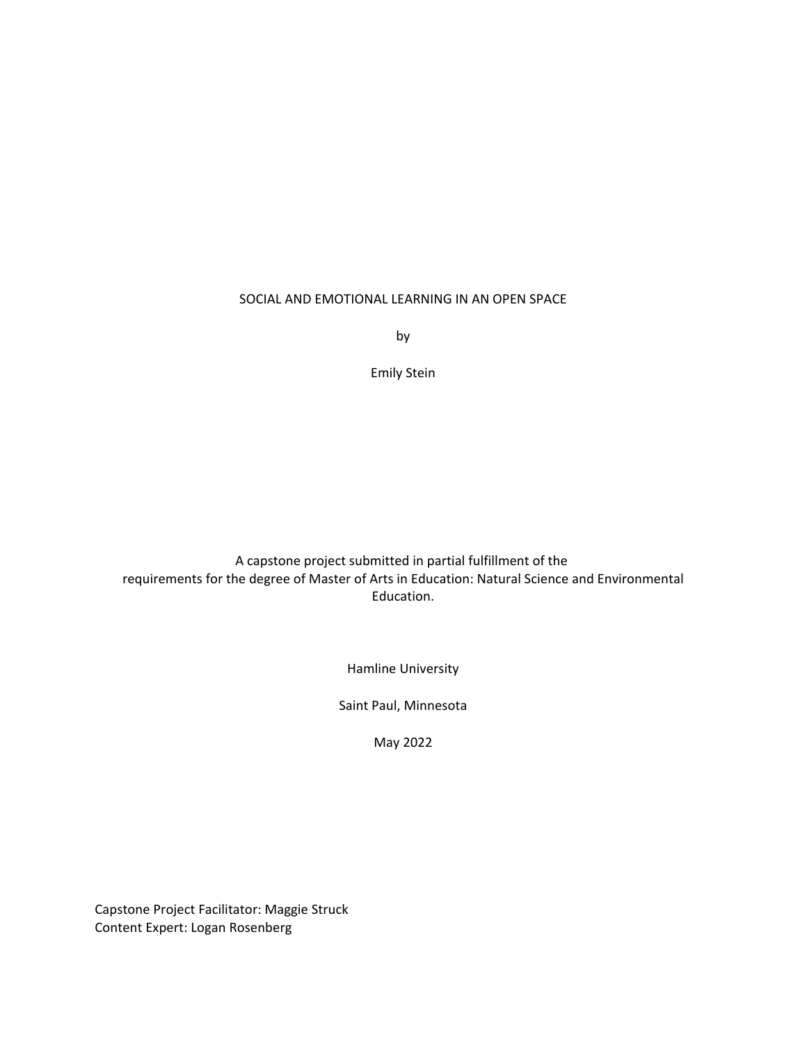# SOCIAL AND EMOTIONAL LEARNING IN AN OPEN SPACE

by

Emily Stein

A capstone project submitted in partial fulfillment of the requirements for the degree of Master of Arts in Education: Natural Science and Environmental Education.

Hamline University

Saint Paul, Minnesota

May 2022

Capstone Project Facilitator: Maggie Struck
Content Expert: Logan Rosenberg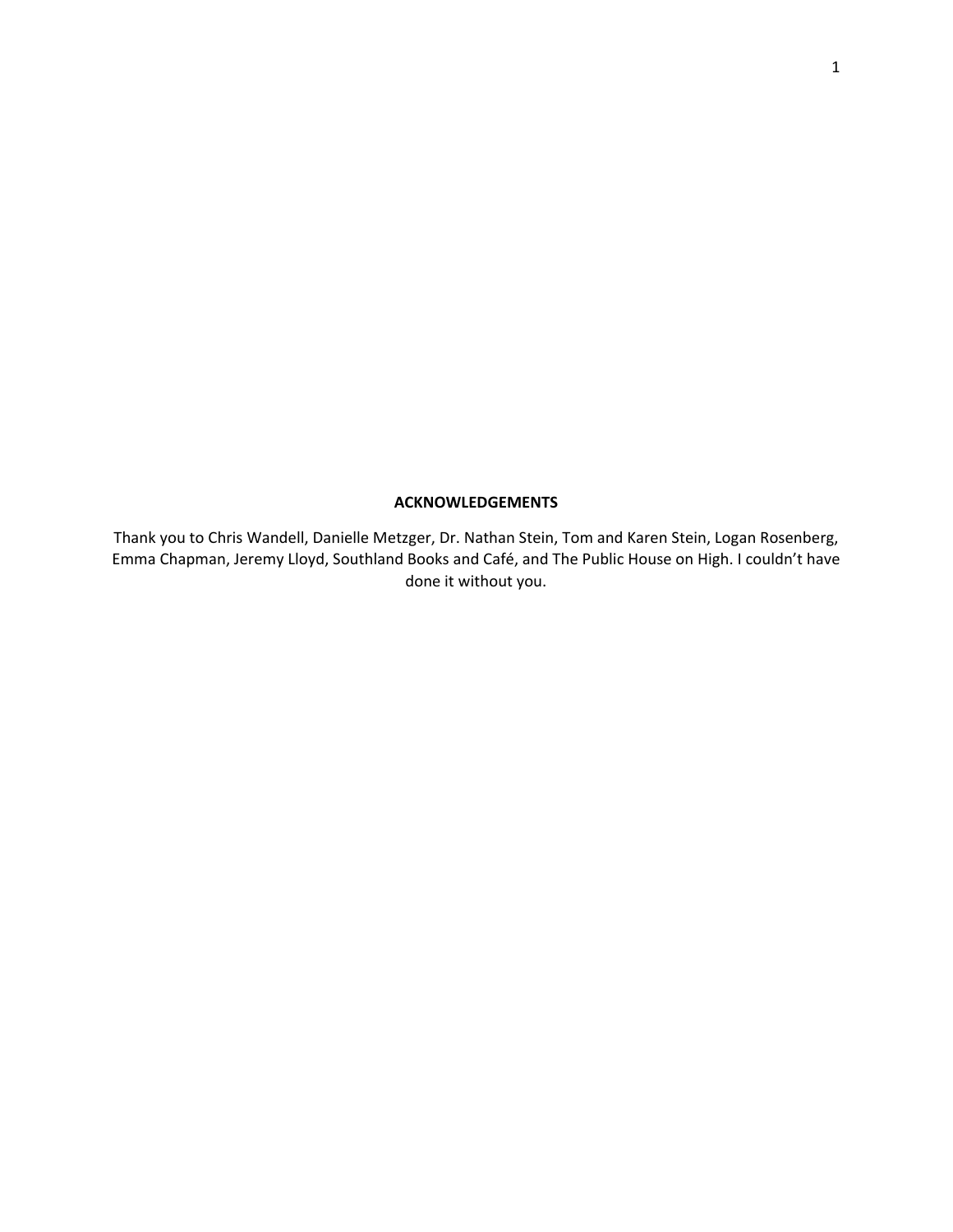## ACKNOWLEDGEMENTS

Thank you to Chris Wandell, Danielle Metzger, Dr. Nathan Stein, Tom and Karen Stein, Logan Rosenberg, Emma Chapman, Jeremy Lloyd, Southland Books and Café, and The Public House on High. I couldn't have done it without you.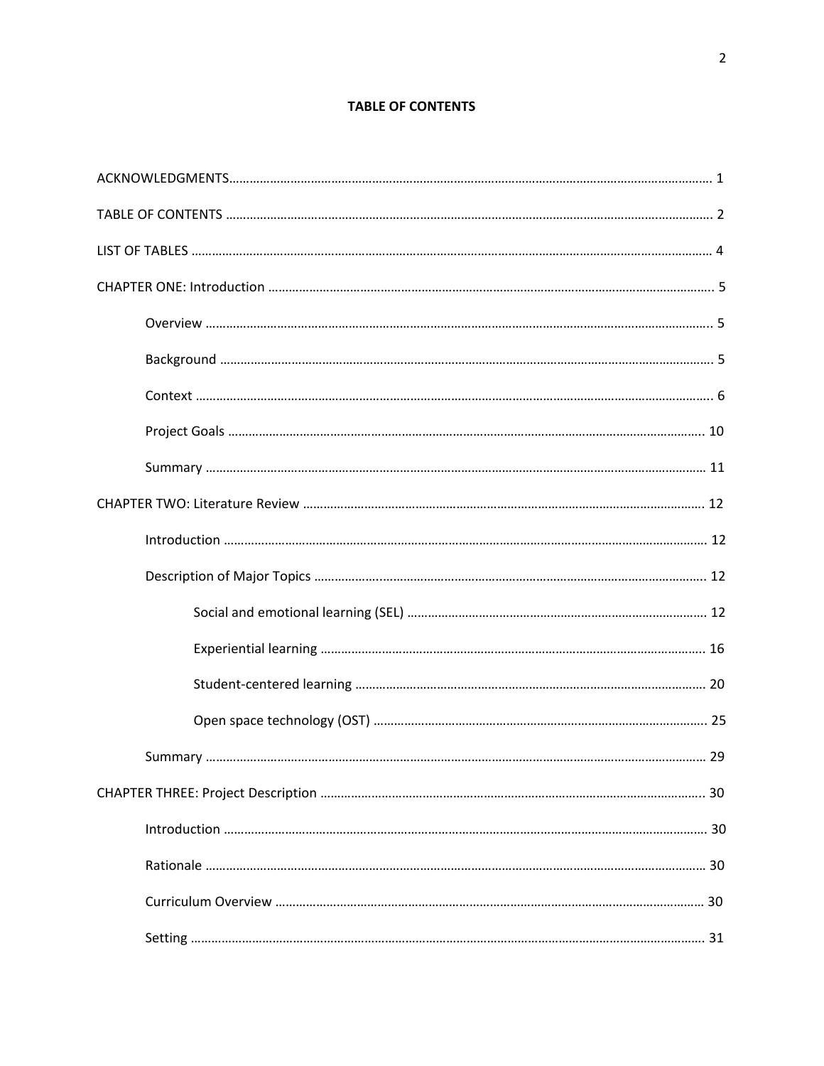## TABLE OF CONTENTS

ACKNOWLEDGMENTS........................................................................................................................... 1

TABLE OF CONTENTS ........................................................................................................................ 2

LIST OF TABLES .................................................................................................................................. 4

CHAPTER ONE: Introduction ............................................................................................................. 5

- Overview .................................................................................................................................. 5
- Background .............................................................................................................................. 5
- Context ..................................................................................................................................... 6
- Project Goals .......................................................................................................................... 10
- Summary ................................................................................................................................ 11

CHAPTER TWO: Literature Review .................................................................................................. 12

- Introduction ........................................................................................................................... 12
- Description of Major Topics .................................................................................................. 12
  - Social and emotional learning (SEL) ................................................................................ 12
  - Experiential learning ........................................................................................................ 16
  - Student-centered learning ................................................................................................ 20
  - Open space technology (OST) ........................................................................................... 25
- Summary ................................................................................................................................ 29

CHAPTER THREE: Project Description ............................................................................................. 30

- Introduction ........................................................................................................................... 30
- Rationale ................................................................................................................................ 30
- Curriculum Overview ............................................................................................................. 30
- Setting .................................................................................................................................... 31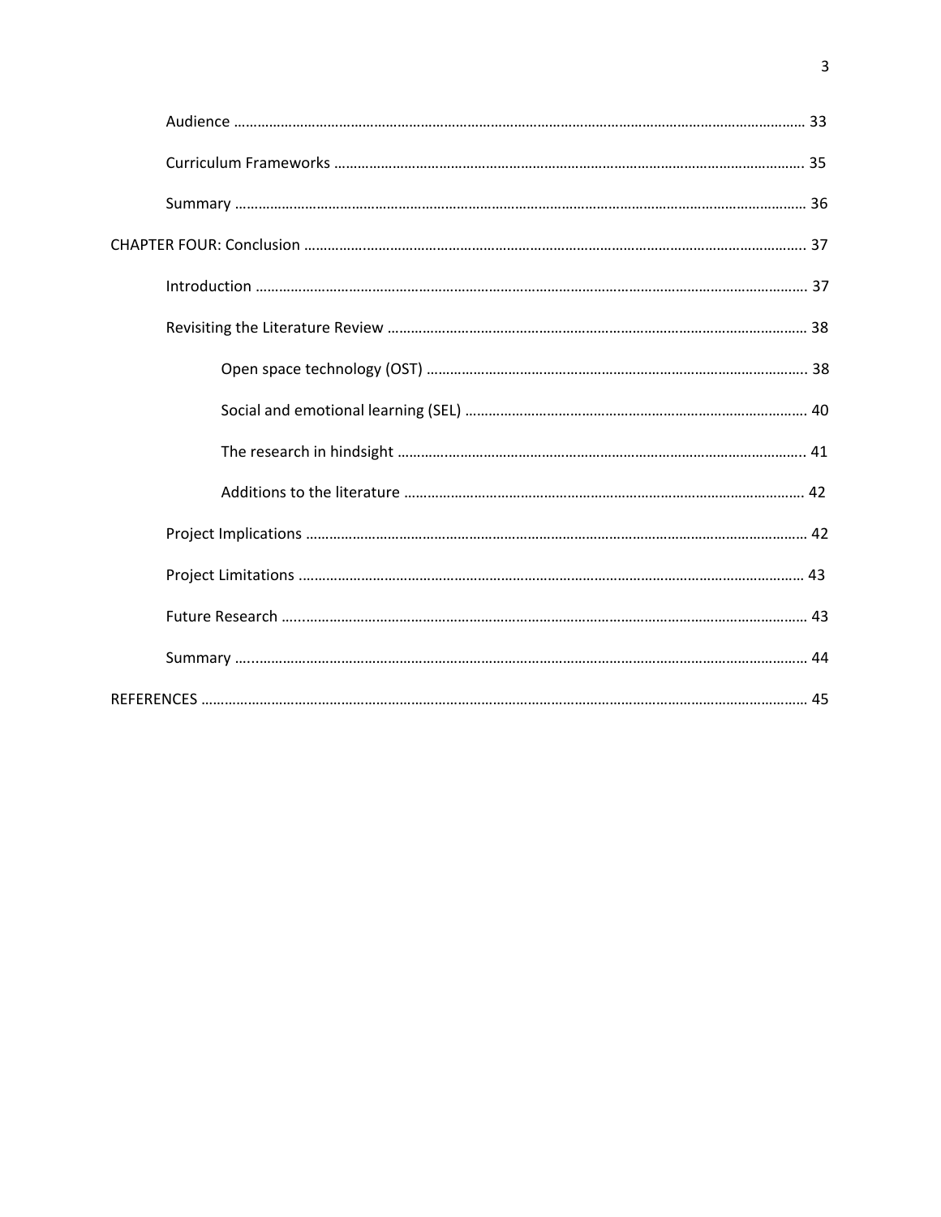Audience ........................................................................................................................................ 33

Curriculum Frameworks ............................................................................................................. 35

Summary ........................................................................................................................................ 36

CHAPTER FOUR: Conclusion ............................................................................................................ 37

Introduction ................................................................................................................................... 37

Revisiting the Literature Review ................................................................................................. 38

Open space technology (OST) ................................................................................................. 38

Social and emotional learning (SEL) ........................................................................................ 40

The research in hindsight ......................................................................................................... 41

Additions to the literature ........................................................................................................ 42

Project Implications ...................................................................................................................... 42

Project Limitations ........................................................................................................................ 43

Future Research ............................................................................................................................ 43

Summary ........................................................................................................................................ 44

REFERENCES ..................................................................................................................................... 45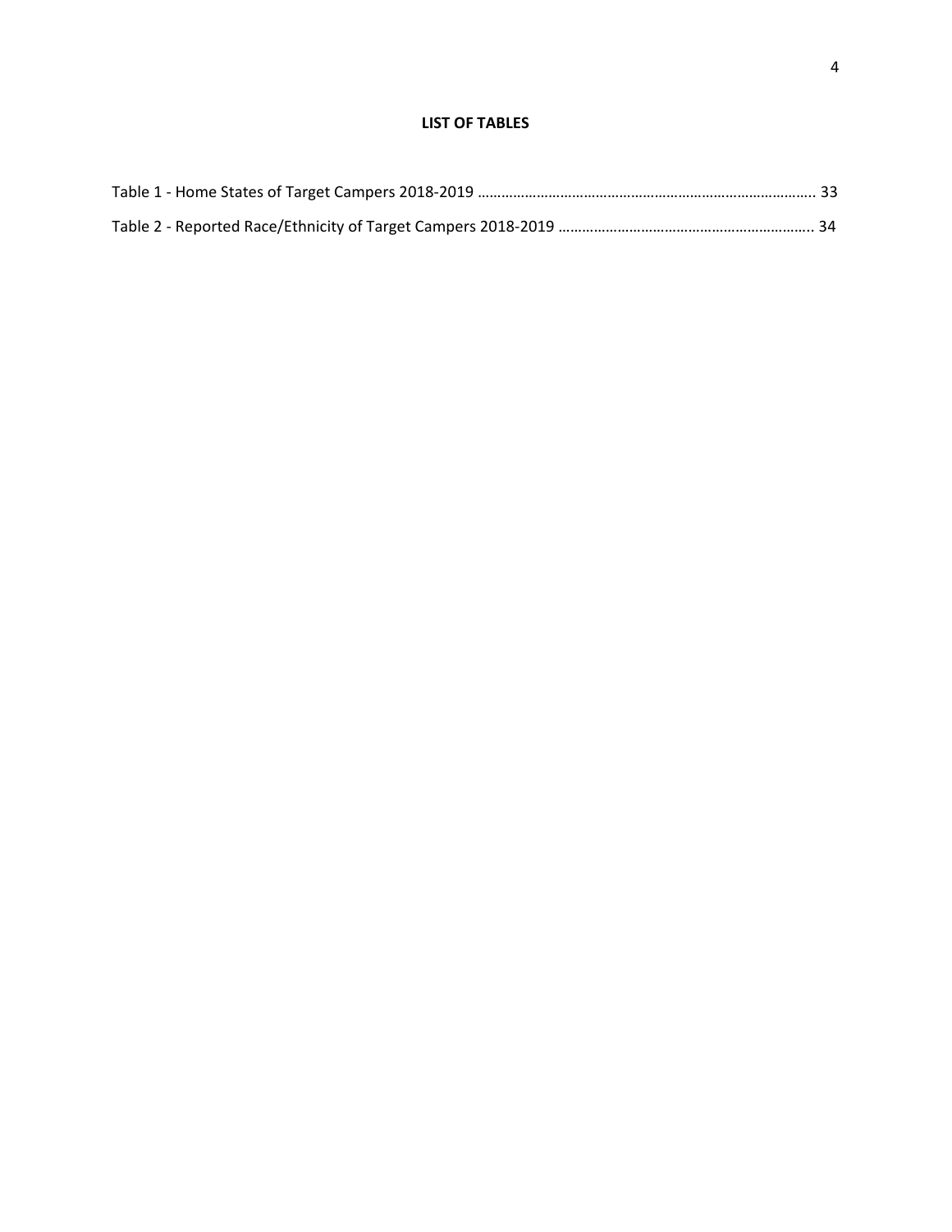# LIST OF TABLES

Table 1 - Home States of Target Campers 2018-2019 ........................................................................................ 33

Table 2 - Reported Race/Ethnicity of Target Campers 2018-2019 ................................................................. 34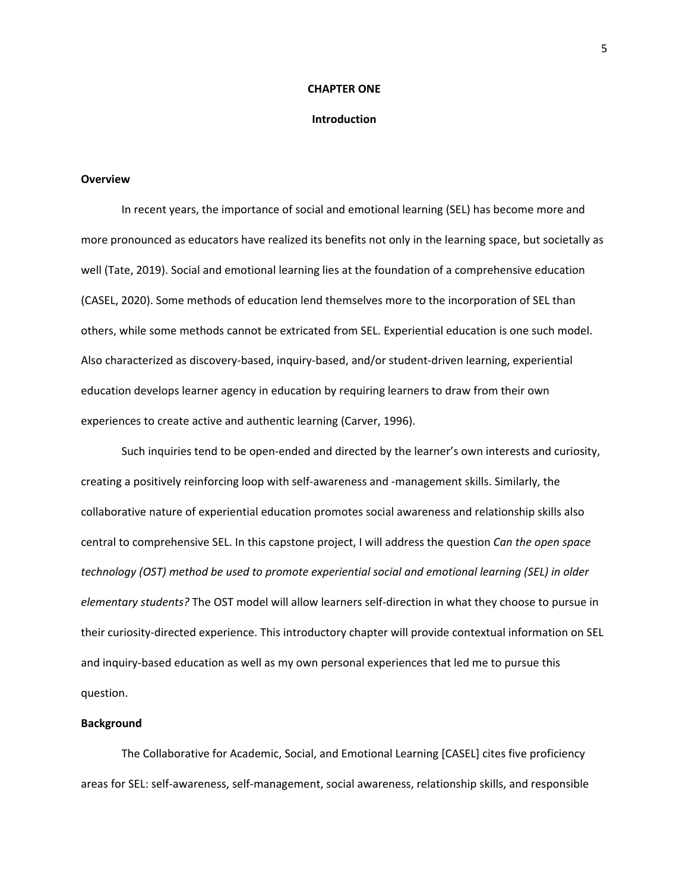# CHAPTER ONE

## Introduction

### Overview

In recent years, the importance of social and emotional learning (SEL) has become more and more pronounced as educators have realized its benefits not only in the learning space, but societally as well (Tate, 2019). Social and emotional learning lies at the foundation of a comprehensive education (CASEL, 2020). Some methods of education lend themselves more to the incorporation of SEL than others, while some methods cannot be extricated from SEL. Experiential education is one such model. Also characterized as discovery-based, inquiry-based, and/or student-driven learning, experiential education develops learner agency in education by requiring learners to draw from their own experiences to create active and authentic learning (Carver, 1996).

Such inquiries tend to be open-ended and directed by the learner's own interests and curiosity, creating a positively reinforcing loop with self-awareness and -management skills. Similarly, the collaborative nature of experiential education promotes social awareness and relationship skills also central to comprehensive SEL. In this capstone project, I will address the question *Can the open space technology (OST) method be used to promote experiential social and emotional learning (SEL) in older elementary students?* The OST model will allow learners self-direction in what they choose to pursue in their curiosity-directed experience. This introductory chapter will provide contextual information on SEL and inquiry-based education as well as my own personal experiences that led me to pursue this question.

### Background

The Collaborative for Academic, Social, and Emotional Learning [CASEL] cites five proficiency areas for SEL: self-awareness, self-management, social awareness, relationship skills, and responsible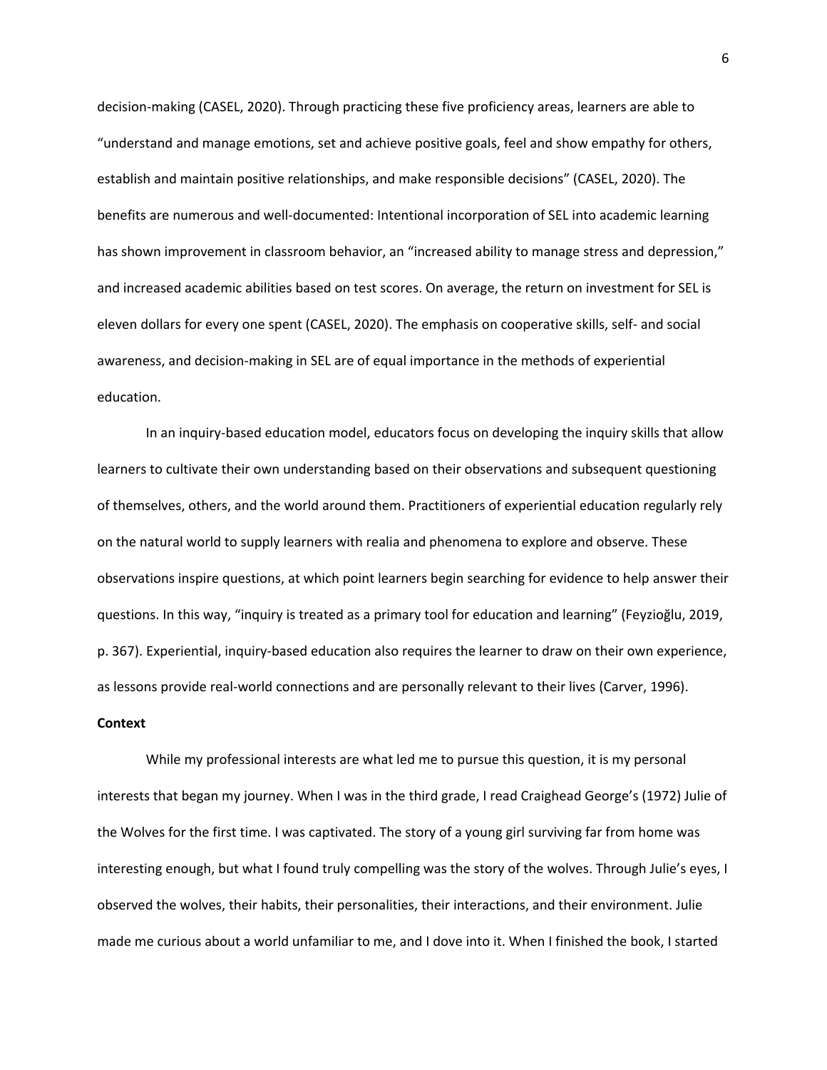decision-making (CASEL, 2020). Through practicing these five proficiency areas, learners are able to "understand and manage emotions, set and achieve positive goals, feel and show empathy for others, establish and maintain positive relationships, and make responsible decisions" (CASEL, 2020). The benefits are numerous and well-documented: Intentional incorporation of SEL into academic learning has shown improvement in classroom behavior, an "increased ability to manage stress and depression," and increased academic abilities based on test scores. On average, the return on investment for SEL is eleven dollars for every one spent (CASEL, 2020). The emphasis on cooperative skills, self- and social awareness, and decision-making in SEL are of equal importance in the methods of experiential education.

In an inquiry-based education model, educators focus on developing the inquiry skills that allow learners to cultivate their own understanding based on their observations and subsequent questioning of themselves, others, and the world around them. Practitioners of experiential education regularly rely on the natural world to supply learners with realia and phenomena to explore and observe. These observations inspire questions, at which point learners begin searching for evidence to help answer their questions. In this way, "inquiry is treated as a primary tool for education and learning" (Feyzioğlu, 2019, p. 367). Experiential, inquiry-based education also requires the learner to draw on their own experience, as lessons provide real-world connections and are personally relevant to their lives (Carver, 1996).

**Context**

While my professional interests are what led me to pursue this question, it is my personal interests that began my journey. When I was in the third grade, I read Craighead George's (1972) Julie of the Wolves for the first time. I was captivated. The story of a young girl surviving far from home was interesting enough, but what I found truly compelling was the story of the wolves. Through Julie's eyes, I observed the wolves, their habits, their personalities, their interactions, and their environment. Julie made me curious about a world unfamiliar to me, and I dove into it. When I finished the book, I started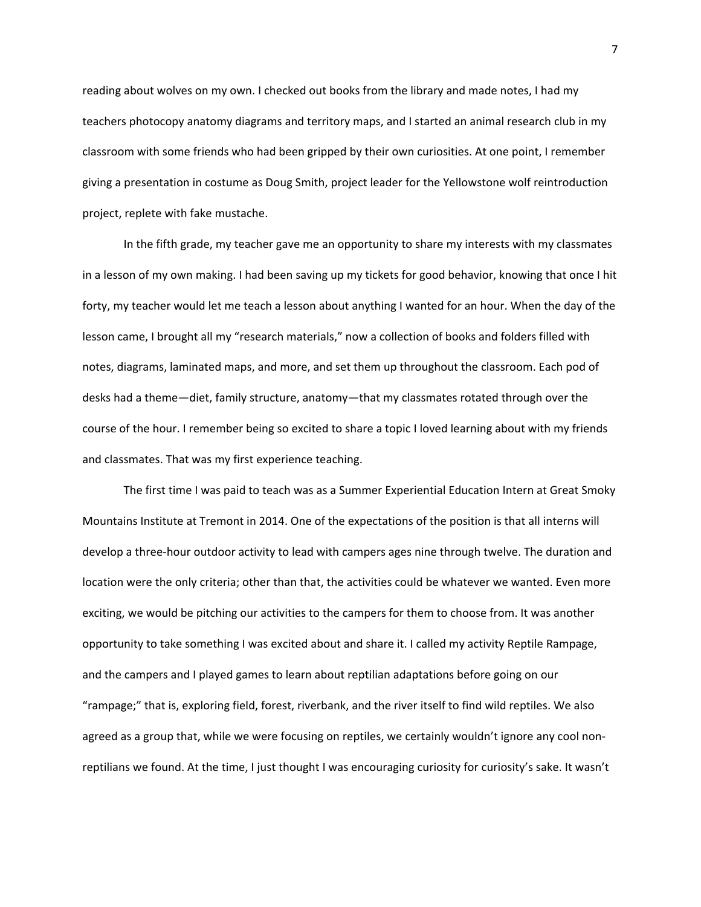reading about wolves on my own. I checked out books from the library and made notes, I had my teachers photocopy anatomy diagrams and territory maps, and I started an animal research club in my classroom with some friends who had been gripped by their own curiosities. At one point, I remember giving a presentation in costume as Doug Smith, project leader for the Yellowstone wolf reintroduction project, replete with fake mustache.

In the fifth grade, my teacher gave me an opportunity to share my interests with my classmates in a lesson of my own making. I had been saving up my tickets for good behavior, knowing that once I hit forty, my teacher would let me teach a lesson about anything I wanted for an hour. When the day of the lesson came, I brought all my "research materials," now a collection of books and folders filled with notes, diagrams, laminated maps, and more, and set them up throughout the classroom. Each pod of desks had a theme—diet, family structure, anatomy—that my classmates rotated through over the course of the hour. I remember being so excited to share a topic I loved learning about with my friends and classmates. That was my first experience teaching.

The first time I was paid to teach was as a Summer Experiential Education Intern at Great Smoky Mountains Institute at Tremont in 2014. One of the expectations of the position is that all interns will develop a three-hour outdoor activity to lead with campers ages nine through twelve. The duration and location were the only criteria; other than that, the activities could be whatever we wanted. Even more exciting, we would be pitching our activities to the campers for them to choose from. It was another opportunity to take something I was excited about and share it. I called my activity Reptile Rampage, and the campers and I played games to learn about reptilian adaptations before going on our "rampage;" that is, exploring field, forest, riverbank, and the river itself to find wild reptiles. We also agreed as a group that, while we were focusing on reptiles, we certainly wouldn't ignore any cool non-reptilians we found. At the time, I just thought I was encouraging curiosity for curiosity's sake. It wasn't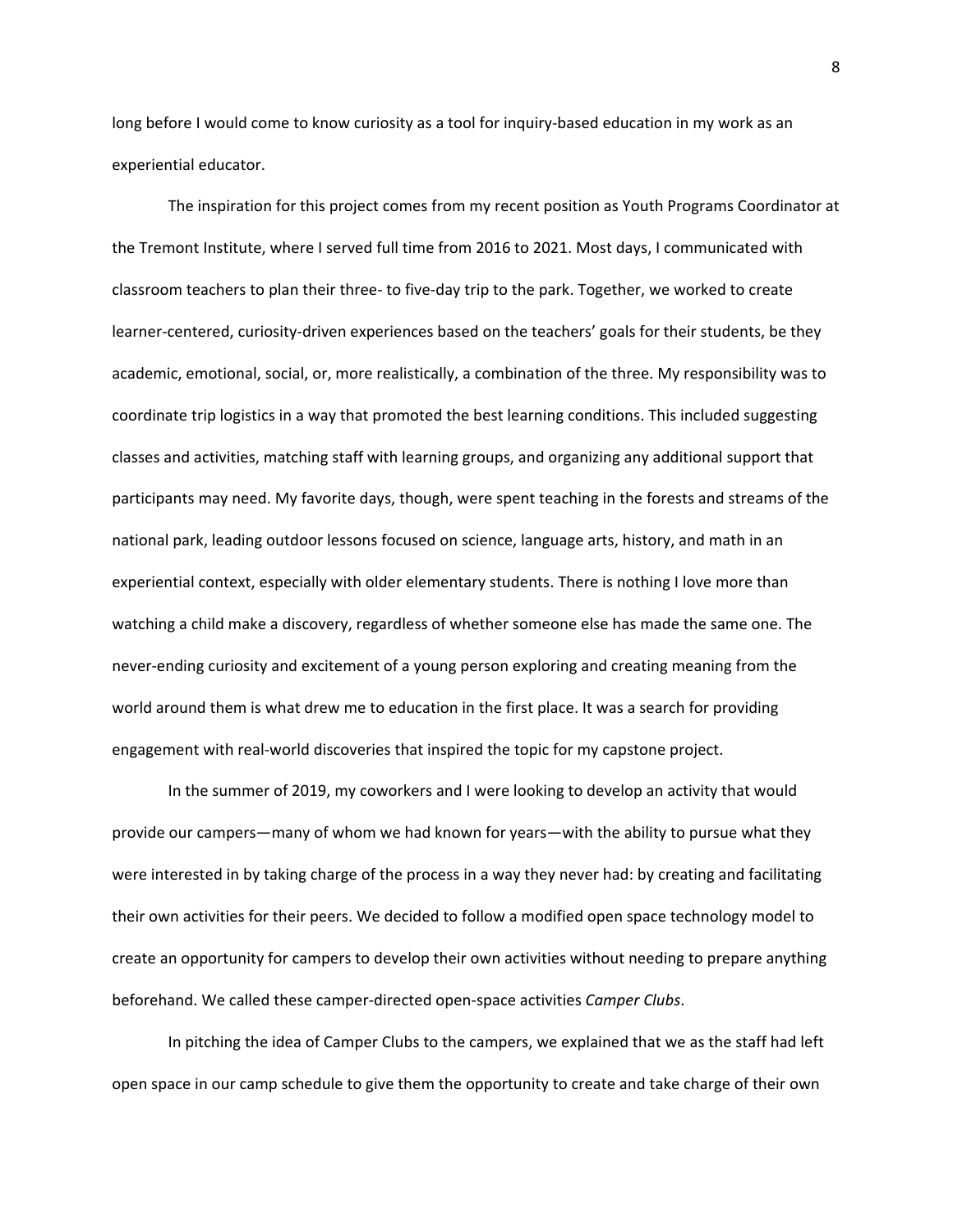long before I would come to know curiosity as a tool for inquiry-based education in my work as an experiential educator.

The inspiration for this project comes from my recent position as Youth Programs Coordinator at the Tremont Institute, where I served full time from 2016 to 2021. Most days, I communicated with classroom teachers to plan their three- to five-day trip to the park. Together, we worked to create learner-centered, curiosity-driven experiences based on the teachers' goals for their students, be they academic, emotional, social, or, more realistically, a combination of the three. My responsibility was to coordinate trip logistics in a way that promoted the best learning conditions. This included suggesting classes and activities, matching staff with learning groups, and organizing any additional support that participants may need. My favorite days, though, were spent teaching in the forests and streams of the national park, leading outdoor lessons focused on science, language arts, history, and math in an experiential context, especially with older elementary students. There is nothing I love more than watching a child make a discovery, regardless of whether someone else has made the same one. The never-ending curiosity and excitement of a young person exploring and creating meaning from the world around them is what drew me to education in the first place. It was a search for providing engagement with real-world discoveries that inspired the topic for my capstone project.

In the summer of 2019, my coworkers and I were looking to develop an activity that would provide our campers—many of whom we had known for years—with the ability to pursue what they were interested in by taking charge of the process in a way they never had: by creating and facilitating their own activities for their peers. We decided to follow a modified open space technology model to create an opportunity for campers to develop their own activities without needing to prepare anything beforehand. We called these camper-directed open-space activities *Camper Clubs*.

In pitching the idea of Camper Clubs to the campers, we explained that we as the staff had left open space in our camp schedule to give them the opportunity to create and take charge of their own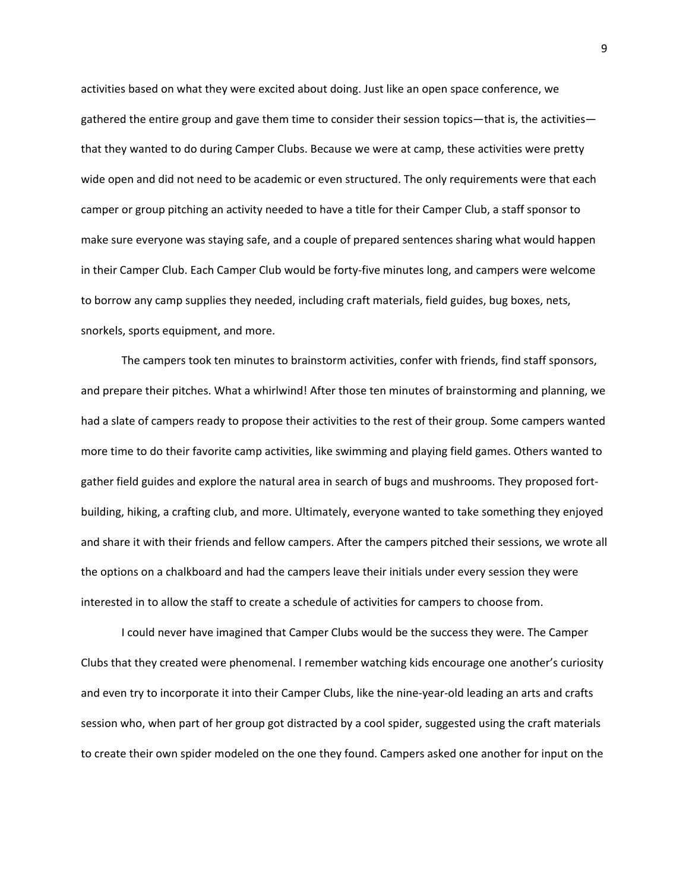activities based on what they were excited about doing. Just like an open space conference, we gathered the entire group and gave them time to consider their session topics—that is, the activities—that they wanted to do during Camper Clubs. Because we were at camp, these activities were pretty wide open and did not need to be academic or even structured. The only requirements were that each camper or group pitching an activity needed to have a title for their Camper Club, a staff sponsor to make sure everyone was staying safe, and a couple of prepared sentences sharing what would happen in their Camper Club. Each Camper Club would be forty-five minutes long, and campers were welcome to borrow any camp supplies they needed, including craft materials, field guides, bug boxes, nets, snorkels, sports equipment, and more.

The campers took ten minutes to brainstorm activities, confer with friends, find staff sponsors, and prepare their pitches. What a whirlwind! After those ten minutes of brainstorming and planning, we had a slate of campers ready to propose their activities to the rest of their group. Some campers wanted more time to do their favorite camp activities, like swimming and playing field games. Others wanted to gather field guides and explore the natural area in search of bugs and mushrooms. They proposed fort-building, hiking, a crafting club, and more. Ultimately, everyone wanted to take something they enjoyed and share it with their friends and fellow campers. After the campers pitched their sessions, we wrote all the options on a chalkboard and had the campers leave their initials under every session they were interested in to allow the staff to create a schedule of activities for campers to choose from.

I could never have imagined that Camper Clubs would be the success they were. The Camper Clubs that they created were phenomenal. I remember watching kids encourage one another's curiosity and even try to incorporate it into their Camper Clubs, like the nine-year-old leading an arts and crafts session who, when part of her group got distracted by a cool spider, suggested using the craft materials to create their own spider modeled on the one they found. Campers asked one another for input on the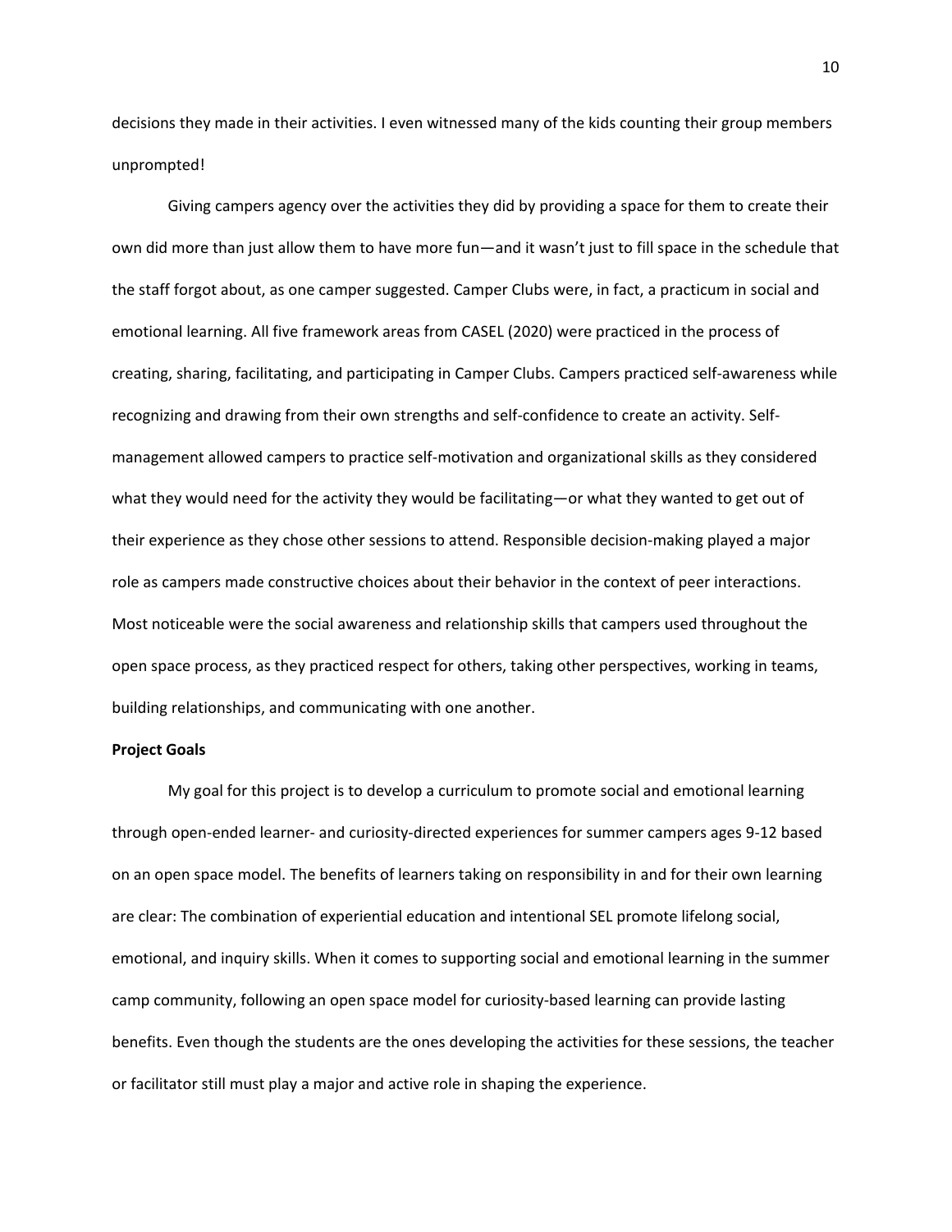decisions they made in their activities. I even witnessed many of the kids counting their group members unprompted!

Giving campers agency over the activities they did by providing a space for them to create their own did more than just allow them to have more fun—and it wasn't just to fill space in the schedule that the staff forgot about, as one camper suggested. Camper Clubs were, in fact, a practicum in social and emotional learning. All five framework areas from CASEL (2020) were practiced in the process of creating, sharing, facilitating, and participating in Camper Clubs. Campers practiced self-awareness while recognizing and drawing from their own strengths and self-confidence to create an activity. Self-management allowed campers to practice self-motivation and organizational skills as they considered what they would need for the activity they would be facilitating—or what they wanted to get out of their experience as they chose other sessions to attend. Responsible decision-making played a major role as campers made constructive choices about their behavior in the context of peer interactions. Most noticeable were the social awareness and relationship skills that campers used throughout the open space process, as they practiced respect for others, taking other perspectives, working in teams, building relationships, and communicating with one another.

**Project Goals**

My goal for this project is to develop a curriculum to promote social and emotional learning through open-ended learner- and curiosity-directed experiences for summer campers ages 9-12 based on an open space model. The benefits of learners taking on responsibility in and for their own learning are clear: The combination of experiential education and intentional SEL promote lifelong social, emotional, and inquiry skills. When it comes to supporting social and emotional learning in the summer camp community, following an open space model for curiosity-based learning can provide lasting benefits. Even though the students are the ones developing the activities for these sessions, the teacher or facilitator still must play a major and active role in shaping the experience.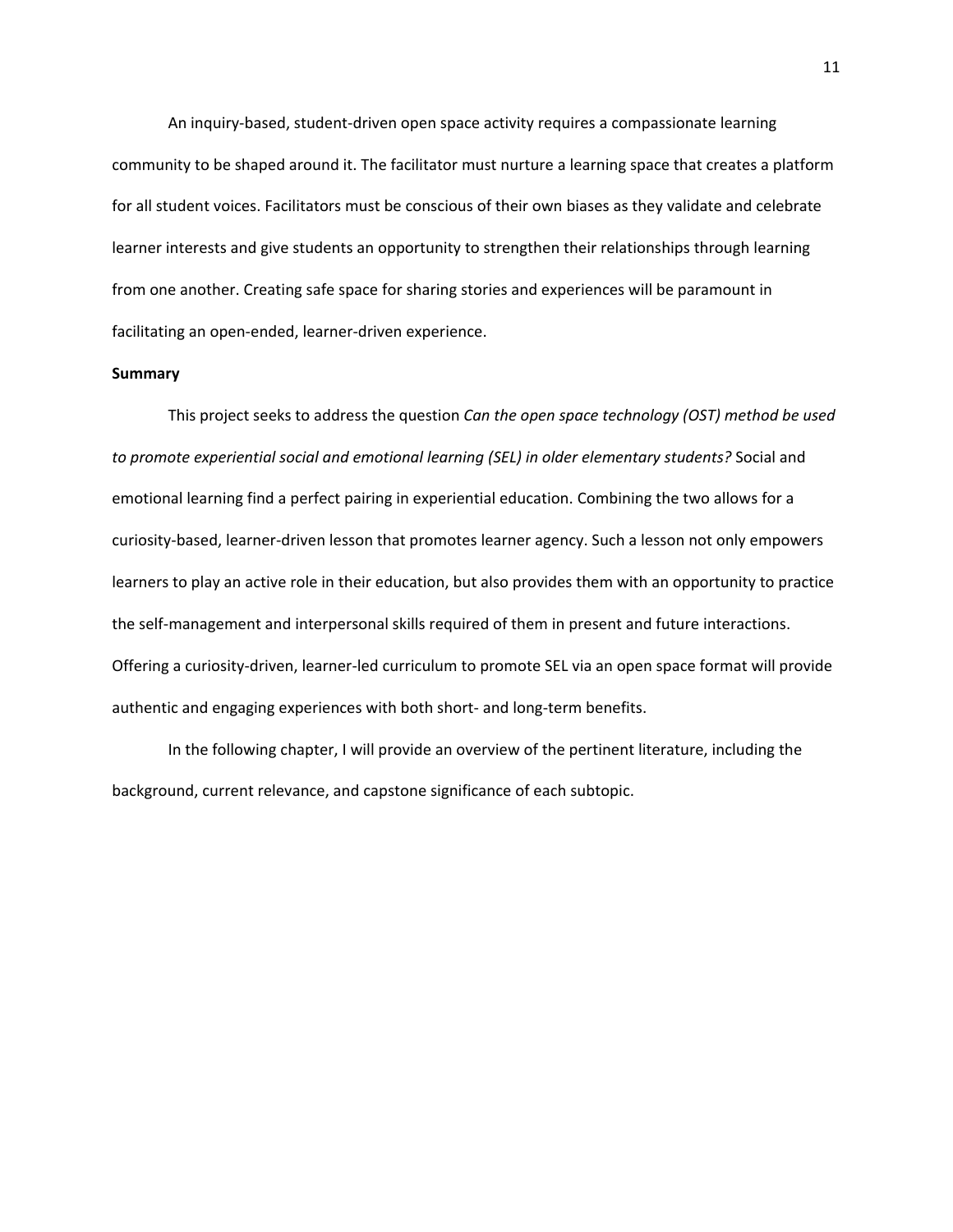An inquiry-based, student-driven open space activity requires a compassionate learning community to be shaped around it. The facilitator must nurture a learning space that creates a platform for all student voices. Facilitators must be conscious of their own biases as they validate and celebrate learner interests and give students an opportunity to strengthen their relationships through learning from one another. Creating safe space for sharing stories and experiences will be paramount in facilitating an open-ended, learner-driven experience.

**Summary**

This project seeks to address the question *Can the open space technology (OST) method be used to promote experiential social and emotional learning (SEL) in older elementary students?* Social and emotional learning find a perfect pairing in experiential education. Combining the two allows for a curiosity-based, learner-driven lesson that promotes learner agency. Such a lesson not only empowers learners to play an active role in their education, but also provides them with an opportunity to practice the self-management and interpersonal skills required of them in present and future interactions. Offering a curiosity-driven, learner-led curriculum to promote SEL via an open space format will provide authentic and engaging experiences with both short- and long-term benefits.

In the following chapter, I will provide an overview of the pertinent literature, including the background, current relevance, and capstone significance of each subtopic.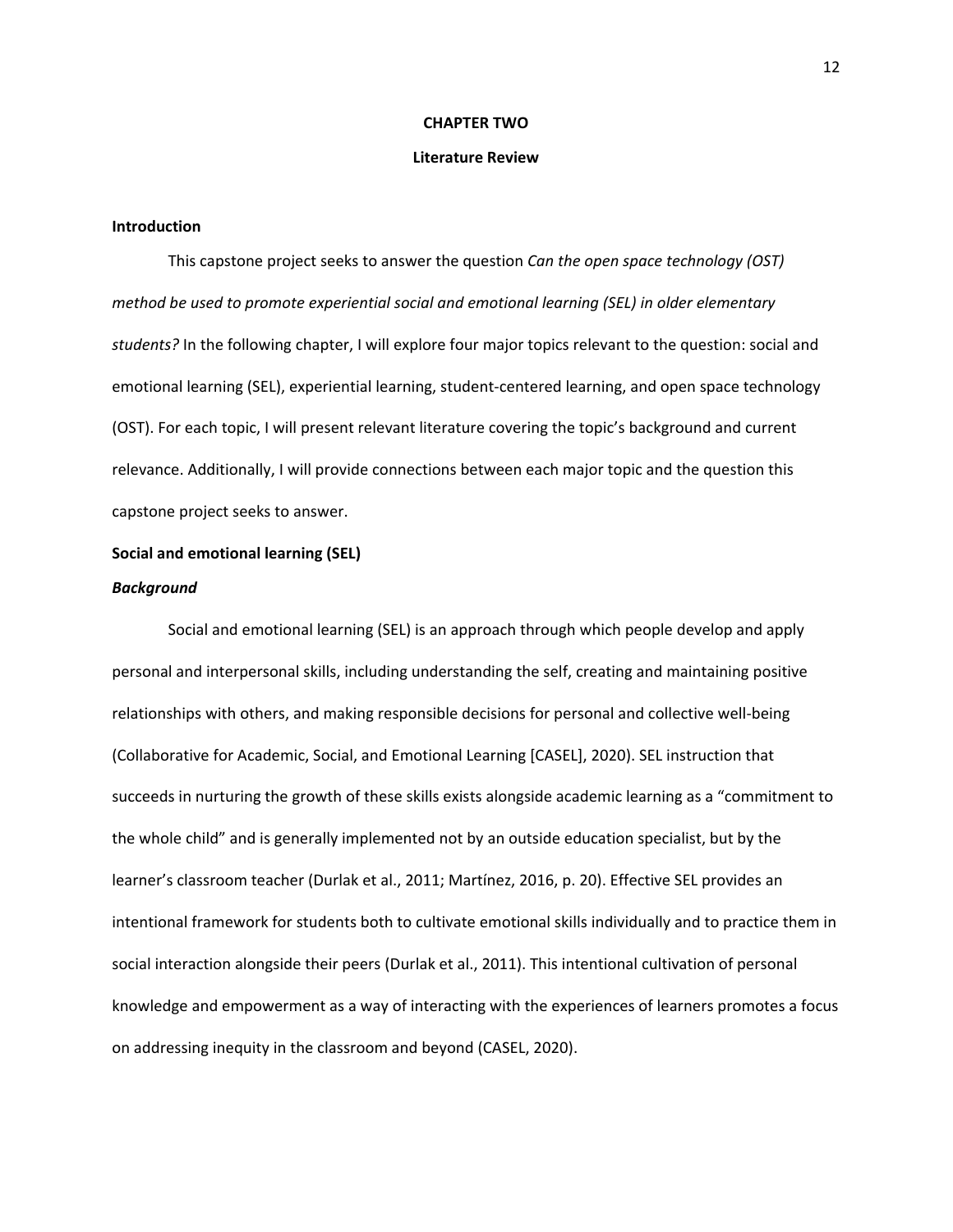# CHAPTER TWO

## Literature Review

### Introduction

This capstone project seeks to answer the question *Can the open space technology (OST) method be used to promote experiential social and emotional learning (SEL) in older elementary students?* In the following chapter, I will explore four major topics relevant to the question: social and emotional learning (SEL), experiential learning, student-centered learning, and open space technology (OST). For each topic, I will present relevant literature covering the topic's background and current relevance. Additionally, I will provide connections between each major topic and the question this capstone project seeks to answer.

### Social and emotional learning (SEL)

#### *Background*

Social and emotional learning (SEL) is an approach through which people develop and apply personal and interpersonal skills, including understanding the self, creating and maintaining positive relationships with others, and making responsible decisions for personal and collective well-being (Collaborative for Academic, Social, and Emotional Learning [CASEL], 2020). SEL instruction that succeeds in nurturing the growth of these skills exists alongside academic learning as a "commitment to the whole child" and is generally implemented not by an outside education specialist, but by the learner's classroom teacher (Durlak et al., 2011; Martínez, 2016, p. 20). Effective SEL provides an intentional framework for students both to cultivate emotional skills individually and to practice them in social interaction alongside their peers (Durlak et al., 2011). This intentional cultivation of personal knowledge and empowerment as a way of interacting with the experiences of learners promotes a focus on addressing inequity in the classroom and beyond (CASEL, 2020).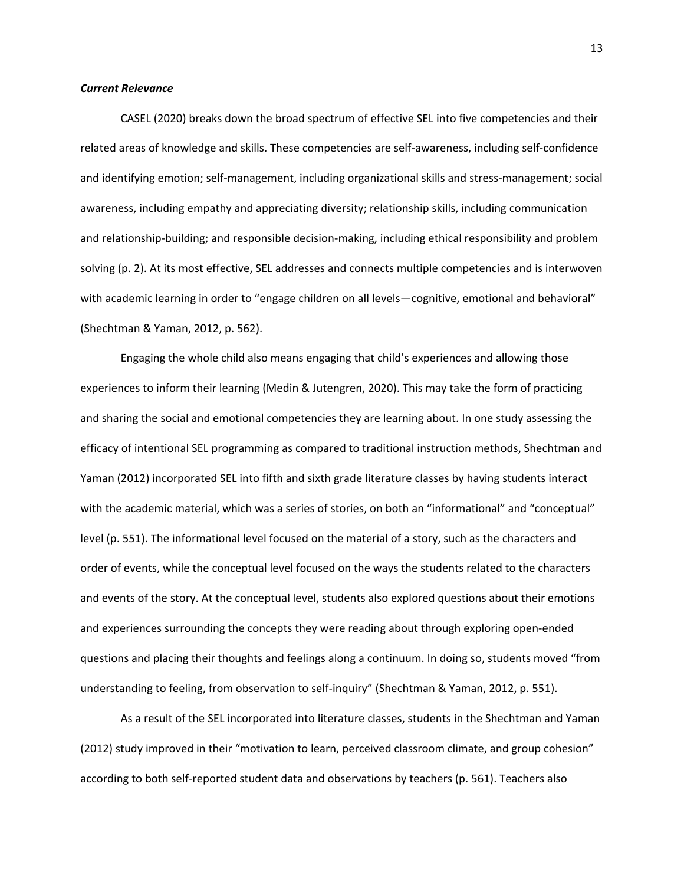### *Current Relevance*

CASEL (2020) breaks down the broad spectrum of effective SEL into five competencies and their related areas of knowledge and skills. These competencies are self-awareness, including self-confidence and identifying emotion; self-management, including organizational skills and stress-management; social awareness, including empathy and appreciating diversity; relationship skills, including communication and relationship-building; and responsible decision-making, including ethical responsibility and problem solving (p. 2). At its most effective, SEL addresses and connects multiple competencies and is interwoven with academic learning in order to "engage children on all levels—cognitive, emotional and behavioral" (Shechtman & Yaman, 2012, p. 562).

Engaging the whole child also means engaging that child's experiences and allowing those experiences to inform their learning (Medin & Jutengren, 2020). This may take the form of practicing and sharing the social and emotional competencies they are learning about. In one study assessing the efficacy of intentional SEL programming as compared to traditional instruction methods, Shechtman and Yaman (2012) incorporated SEL into fifth and sixth grade literature classes by having students interact with the academic material, which was a series of stories, on both an "informational" and "conceptual" level (p. 551). The informational level focused on the material of a story, such as the characters and order of events, while the conceptual level focused on the ways the students related to the characters and events of the story. At the conceptual level, students also explored questions about their emotions and experiences surrounding the concepts they were reading about through exploring open-ended questions and placing their thoughts and feelings along a continuum. In doing so, students moved "from understanding to feeling, from observation to self-inquiry" (Shechtman & Yaman, 2012, p. 551).

As a result of the SEL incorporated into literature classes, students in the Shechtman and Yaman (2012) study improved in their "motivation to learn, perceived classroom climate, and group cohesion" according to both self-reported student data and observations by teachers (p. 561). Teachers also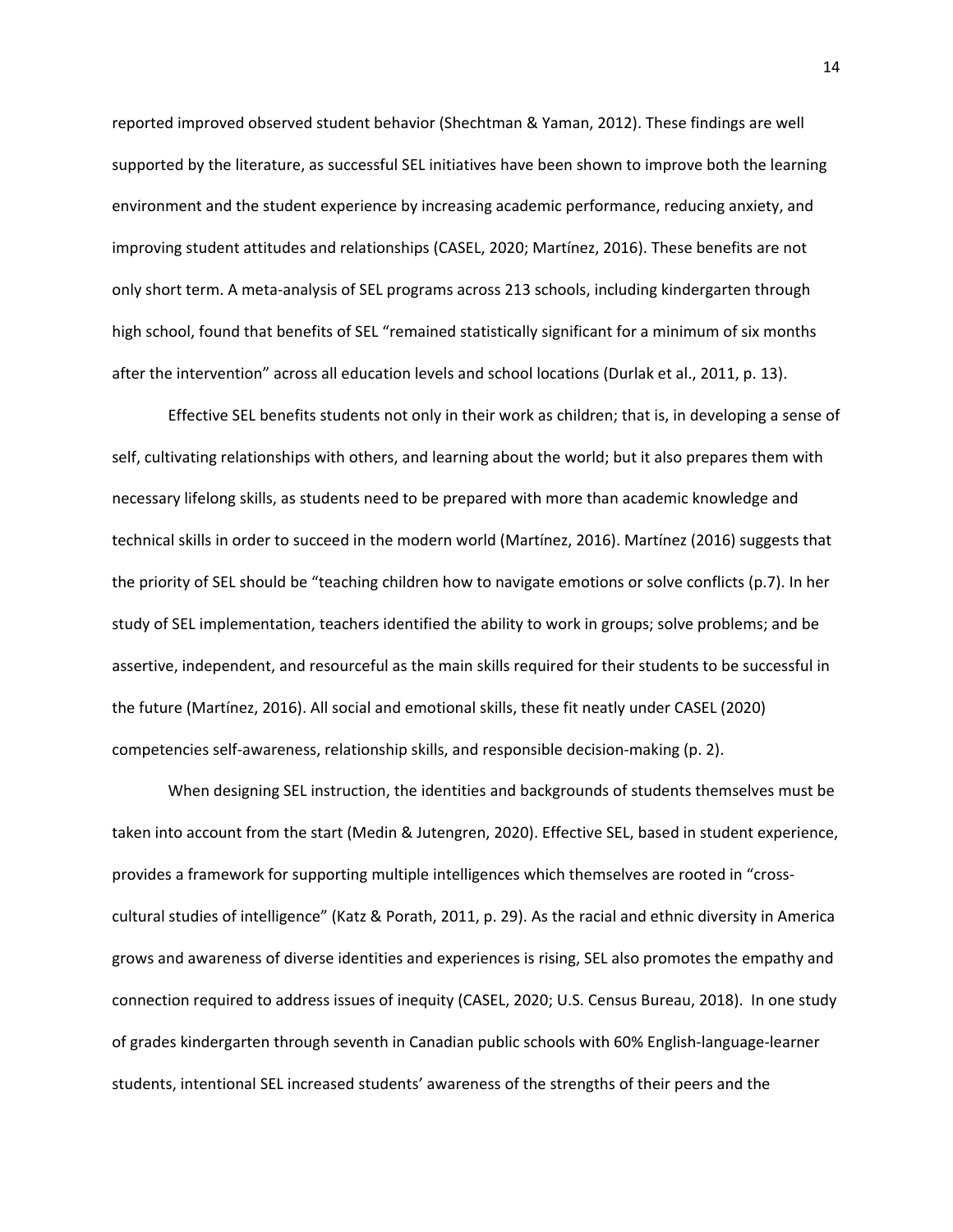reported improved observed student behavior (Shechtman & Yaman, 2012). These findings are well supported by the literature, as successful SEL initiatives have been shown to improve both the learning environment and the student experience by increasing academic performance, reducing anxiety, and improving student attitudes and relationships (CASEL, 2020; Martínez, 2016). These benefits are not only short term. A meta-analysis of SEL programs across 213 schools, including kindergarten through high school, found that benefits of SEL "remained statistically significant for a minimum of six months after the intervention" across all education levels and school locations (Durlak et al., 2011, p. 13).

Effective SEL benefits students not only in their work as children; that is, in developing a sense of self, cultivating relationships with others, and learning about the world; but it also prepares them with necessary lifelong skills, as students need to be prepared with more than academic knowledge and technical skills in order to succeed in the modern world (Martínez, 2016). Martínez (2016) suggests that the priority of SEL should be "teaching children how to navigate emotions or solve conflicts (p.7). In her study of SEL implementation, teachers identified the ability to work in groups; solve problems; and be assertive, independent, and resourceful as the main skills required for their students to be successful in the future (Martínez, 2016). All social and emotional skills, these fit neatly under CASEL (2020) competencies self-awareness, relationship skills, and responsible decision-making (p. 2).

When designing SEL instruction, the identities and backgrounds of students themselves must be taken into account from the start (Medin & Jutengren, 2020). Effective SEL, based in student experience, provides a framework for supporting multiple intelligences which themselves are rooted in "cross-cultural studies of intelligence" (Katz & Porath, 2011, p. 29). As the racial and ethnic diversity in America grows and awareness of diverse identities and experiences is rising, SEL also promotes the empathy and connection required to address issues of inequity (CASEL, 2020; U.S. Census Bureau, 2018). In one study of grades kindergarten through seventh in Canadian public schools with 60% English-language-learner students, intentional SEL increased students' awareness of the strengths of their peers and the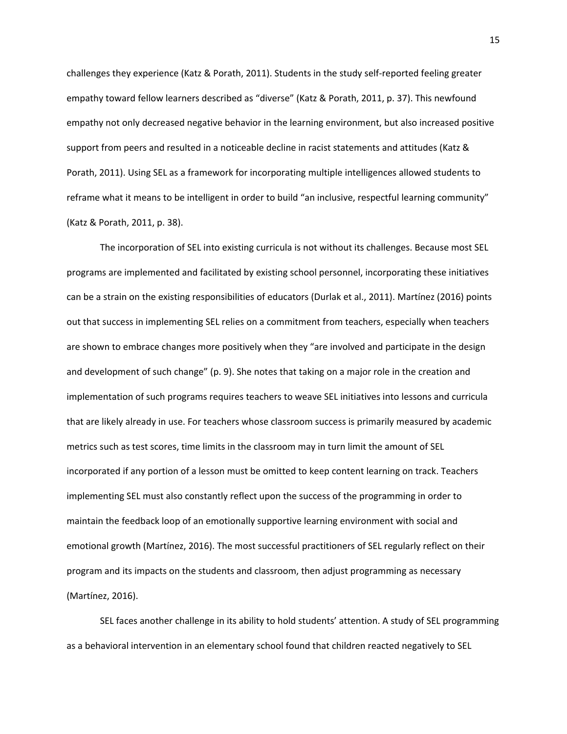challenges they experience (Katz & Porath, 2011). Students in the study self-reported feeling greater empathy toward fellow learners described as "diverse" (Katz & Porath, 2011, p. 37). This newfound empathy not only decreased negative behavior in the learning environment, but also increased positive support from peers and resulted in a noticeable decline in racist statements and attitudes (Katz & Porath, 2011). Using SEL as a framework for incorporating multiple intelligences allowed students to reframe what it means to be intelligent in order to build "an inclusive, respectful learning community" (Katz & Porath, 2011, p. 38).

The incorporation of SEL into existing curricula is not without its challenges. Because most SEL programs are implemented and facilitated by existing school personnel, incorporating these initiatives can be a strain on the existing responsibilities of educators (Durlak et al., 2011). Martínez (2016) points out that success in implementing SEL relies on a commitment from teachers, especially when teachers are shown to embrace changes more positively when they "are involved and participate in the design and development of such change" (p. 9). She notes that taking on a major role in the creation and implementation of such programs requires teachers to weave SEL initiatives into lessons and curricula that are likely already in use. For teachers whose classroom success is primarily measured by academic metrics such as test scores, time limits in the classroom may in turn limit the amount of SEL incorporated if any portion of a lesson must be omitted to keep content learning on track. Teachers implementing SEL must also constantly reflect upon the success of the programming in order to maintain the feedback loop of an emotionally supportive learning environment with social and emotional growth (Martínez, 2016). The most successful practitioners of SEL regularly reflect on their program and its impacts on the students and classroom, then adjust programming as necessary (Martínez, 2016).

SEL faces another challenge in its ability to hold students' attention. A study of SEL programming as a behavioral intervention in an elementary school found that children reacted negatively to SEL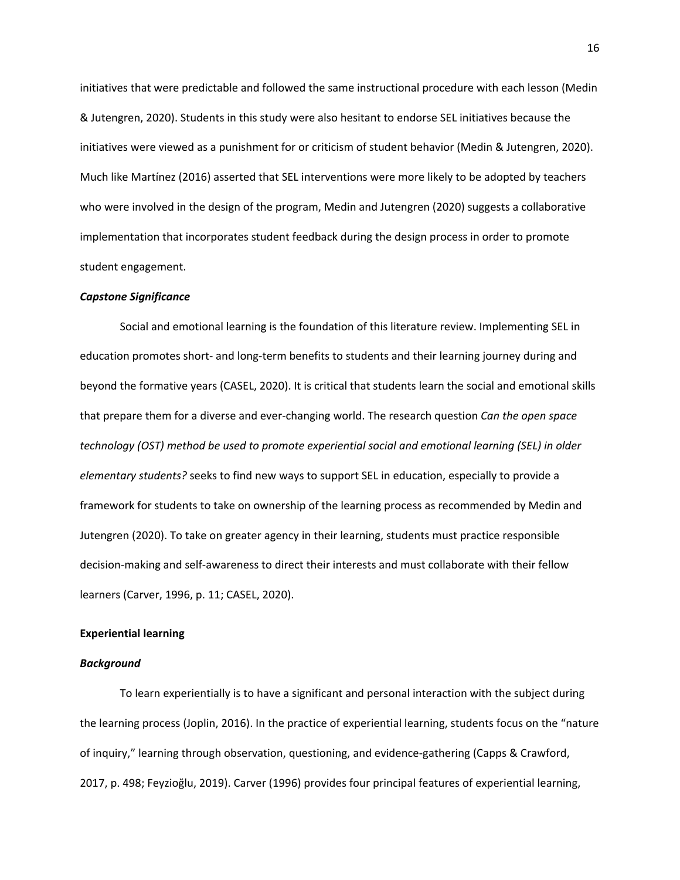initiatives that were predictable and followed the same instructional procedure with each lesson (Medin & Jutengren, 2020). Students in this study were also hesitant to endorse SEL initiatives because the initiatives were viewed as a punishment for or criticism of student behavior (Medin & Jutengren, 2020). Much like Martínez (2016) asserted that SEL interventions were more likely to be adopted by teachers who were involved in the design of the program, Medin and Jutengren (2020) suggests a collaborative implementation that incorporates student feedback during the design process in order to promote student engagement.

### *Capstone Significance*

Social and emotional learning is the foundation of this literature review. Implementing SEL in education promotes short- and long-term benefits to students and their learning journey during and beyond the formative years (CASEL, 2020). It is critical that students learn the social and emotional skills that prepare them for a diverse and ever-changing world. The research question *Can the open space technology (OST) method be used to promote experiential social and emotional learning (SEL) in older elementary students?* seeks to find new ways to support SEL in education, especially to provide a framework for students to take on ownership of the learning process as recommended by Medin and Jutengren (2020). To take on greater agency in their learning, students must practice responsible decision-making and self-awareness to direct their interests and must collaborate with their fellow learners (Carver, 1996, p. 11; CASEL, 2020).

## **Experiential learning**

### *Background*

To learn experientially is to have a significant and personal interaction with the subject during the learning process (Joplin, 2016). In the practice of experiential learning, students focus on the "nature of inquiry," learning through observation, questioning, and evidence-gathering (Capps & Crawford, 2017, p. 498; Feyzioğlu, 2019). Carver (1996) provides four principal features of experiential learning,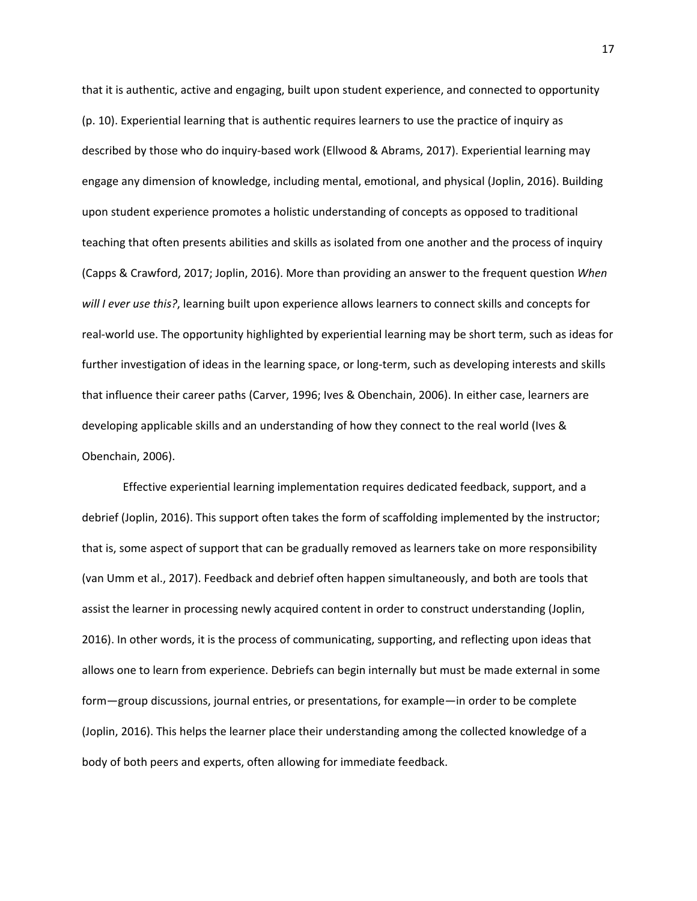that it is authentic, active and engaging, built upon student experience, and connected to opportunity (p. 10). Experiential learning that is authentic requires learners to use the practice of inquiry as described by those who do inquiry-based work (Ellwood & Abrams, 2017). Experiential learning may engage any dimension of knowledge, including mental, emotional, and physical (Joplin, 2016). Building upon student experience promotes a holistic understanding of concepts as opposed to traditional teaching that often presents abilities and skills as isolated from one another and the process of inquiry (Capps & Crawford, 2017; Joplin, 2016). More than providing an answer to the frequent question *When will I ever use this?*, learning built upon experience allows learners to connect skills and concepts for real-world use. The opportunity highlighted by experiential learning may be short term, such as ideas for further investigation of ideas in the learning space, or long-term, such as developing interests and skills that influence their career paths (Carver, 1996; Ives & Obenchain, 2006). In either case, learners are developing applicable skills and an understanding of how they connect to the real world (Ives & Obenchain, 2006).

Effective experiential learning implementation requires dedicated feedback, support, and a debrief (Joplin, 2016). This support often takes the form of scaffolding implemented by the instructor; that is, some aspect of support that can be gradually removed as learners take on more responsibility (van Umm et al., 2017). Feedback and debrief often happen simultaneously, and both are tools that assist the learner in processing newly acquired content in order to construct understanding (Joplin, 2016). In other words, it is the process of communicating, supporting, and reflecting upon ideas that allows one to learn from experience. Debriefs can begin internally but must be made external in some form—group discussions, journal entries, or presentations, for example—in order to be complete (Joplin, 2016). This helps the learner place their understanding among the collected knowledge of a body of both peers and experts, often allowing for immediate feedback.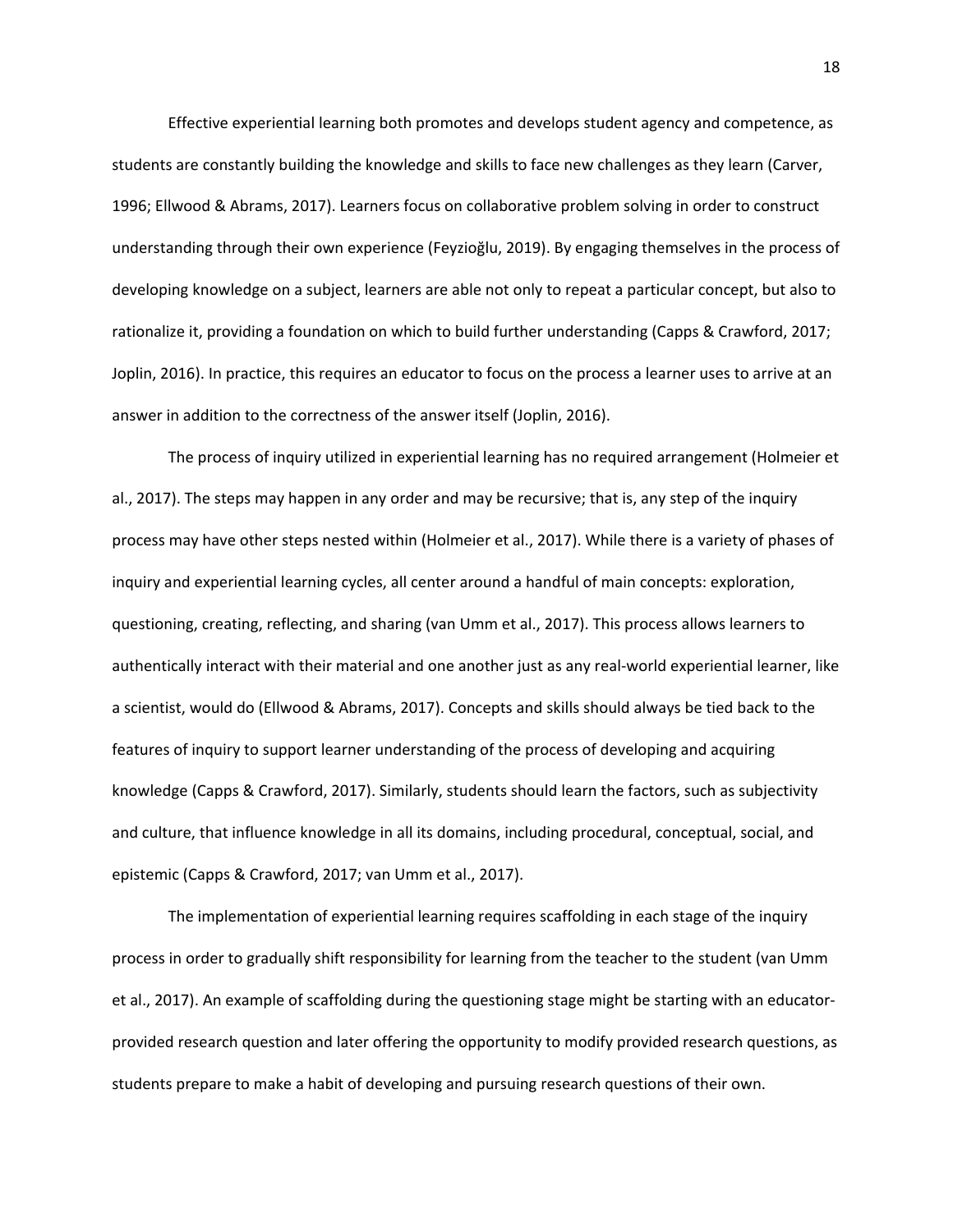Effective experiential learning both promotes and develops student agency and competence, as students are constantly building the knowledge and skills to face new challenges as they learn (Carver, 1996; Ellwood & Abrams, 2017). Learners focus on collaborative problem solving in order to construct understanding through their own experience (Feyzioğlu, 2019). By engaging themselves in the process of developing knowledge on a subject, learners are able not only to repeat a particular concept, but also to rationalize it, providing a foundation on which to build further understanding (Capps & Crawford, 2017; Joplin, 2016). In practice, this requires an educator to focus on the process a learner uses to arrive at an answer in addition to the correctness of the answer itself (Joplin, 2016).

The process of inquiry utilized in experiential learning has no required arrangement (Holmeier et al., 2017). The steps may happen in any order and may be recursive; that is, any step of the inquiry process may have other steps nested within (Holmeier et al., 2017). While there is a variety of phases of inquiry and experiential learning cycles, all center around a handful of main concepts: exploration, questioning, creating, reflecting, and sharing (van Umm et al., 2017). This process allows learners to authentically interact with their material and one another just as any real-world experiential learner, like a scientist, would do (Ellwood & Abrams, 2017). Concepts and skills should always be tied back to the features of inquiry to support learner understanding of the process of developing and acquiring knowledge (Capps & Crawford, 2017). Similarly, students should learn the factors, such as subjectivity and culture, that influence knowledge in all its domains, including procedural, conceptual, social, and epistemic (Capps & Crawford, 2017; van Umm et al., 2017).

The implementation of experiential learning requires scaffolding in each stage of the inquiry process in order to gradually shift responsibility for learning from the teacher to the student (van Umm et al., 2017). An example of scaffolding during the questioning stage might be starting with an educator-provided research question and later offering the opportunity to modify provided research questions, as students prepare to make a habit of developing and pursuing research questions of their own.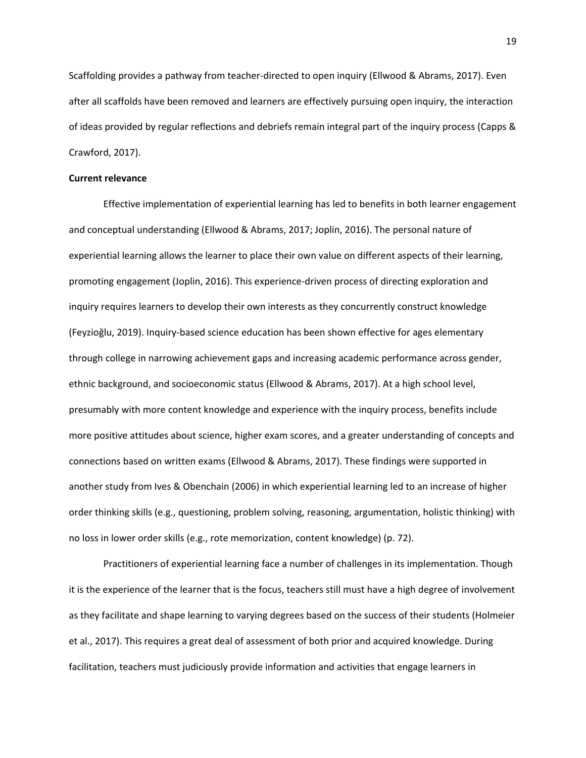Scaffolding provides a pathway from teacher-directed to open inquiry (Ellwood & Abrams, 2017). Even after all scaffolds have been removed and learners are effectively pursuing open inquiry, the interaction of ideas provided by regular reflections and debriefs remain integral part of the inquiry process (Capps & Crawford, 2017).

**Current relevance**

Effective implementation of experiential learning has led to benefits in both learner engagement and conceptual understanding (Ellwood & Abrams, 2017; Joplin, 2016). The personal nature of experiential learning allows the learner to place their own value on different aspects of their learning, promoting engagement (Joplin, 2016). This experience-driven process of directing exploration and inquiry requires learners to develop their own interests as they concurrently construct knowledge (Feyzioğlu, 2019). Inquiry-based science education has been shown effective for ages elementary through college in narrowing achievement gaps and increasing academic performance across gender, ethnic background, and socioeconomic status (Ellwood & Abrams, 2017). At a high school level, presumably with more content knowledge and experience with the inquiry process, benefits include more positive attitudes about science, higher exam scores, and a greater understanding of concepts and connections based on written exams (Ellwood & Abrams, 2017). These findings were supported in another study from Ives & Obenchain (2006) in which experiential learning led to an increase of higher order thinking skills (e.g., questioning, problem solving, reasoning, argumentation, holistic thinking) with no loss in lower order skills (e.g., rote memorization, content knowledge) (p. 72).

Practitioners of experiential learning face a number of challenges in its implementation. Though it is the experience of the learner that is the focus, teachers still must have a high degree of involvement as they facilitate and shape learning to varying degrees based on the success of their students (Holmeier et al., 2017). This requires a great deal of assessment of both prior and acquired knowledge. During facilitation, teachers must judiciously provide information and activities that engage learners in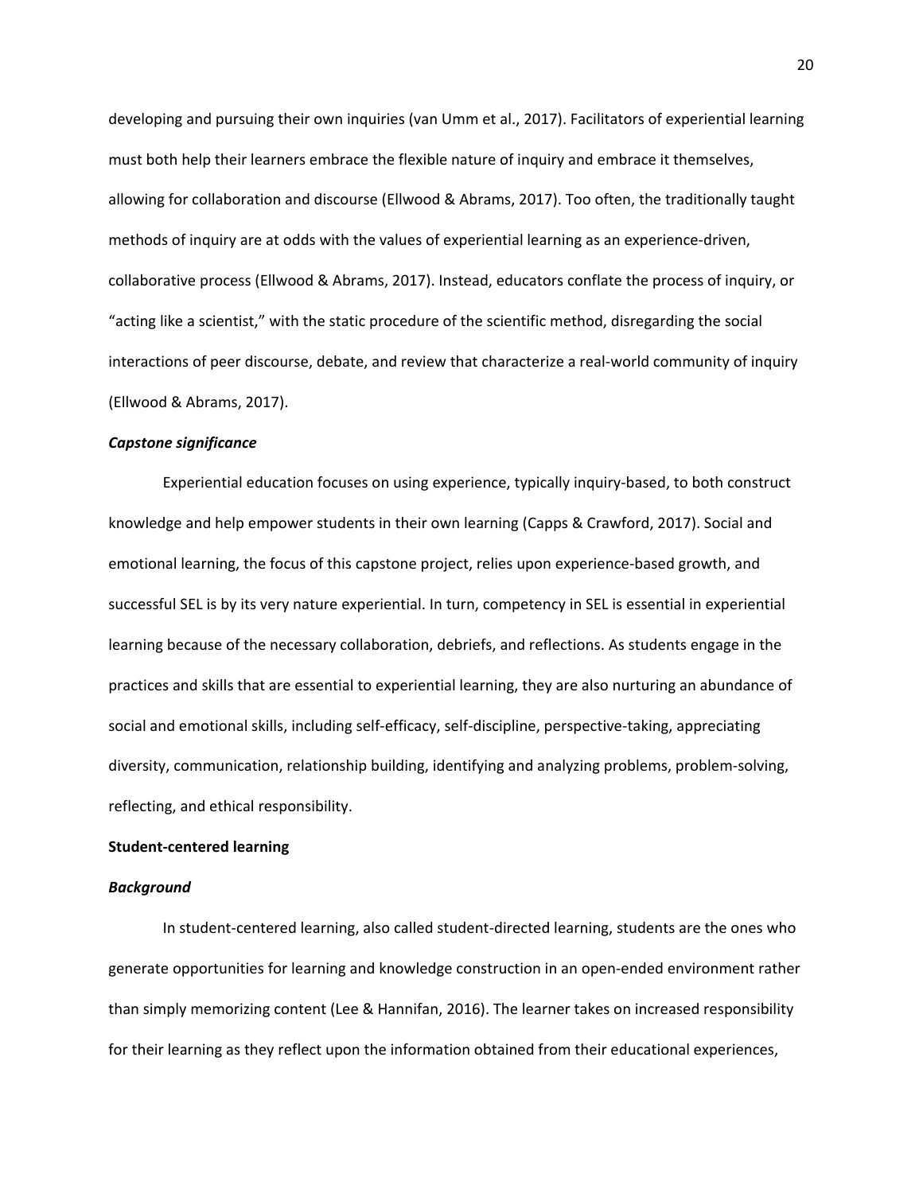developing and pursuing their own inquiries (van Umm et al., 2017). Facilitators of experiential learning must both help their learners embrace the flexible nature of inquiry and embrace it themselves, allowing for collaboration and discourse (Ellwood & Abrams, 2017). Too often, the traditionally taught methods of inquiry are at odds with the values of experiential learning as an experience-driven, collaborative process (Ellwood & Abrams, 2017). Instead, educators conflate the process of inquiry, or "acting like a scientist," with the static procedure of the scientific method, disregarding the social interactions of peer discourse, debate, and review that characterize a real-world community of inquiry (Ellwood & Abrams, 2017).

#### ***Capstone significance***

Experiential education focuses on using experience, typically inquiry-based, to both construct knowledge and help empower students in their own learning (Capps & Crawford, 2017). Social and emotional learning, the focus of this capstone project, relies upon experience-based growth, and successful SEL is by its very nature experiential. In turn, competency in SEL is essential in experiential learning because of the necessary collaboration, debriefs, and reflections. As students engage in the practices and skills that are essential to experiential learning, they are also nurturing an abundance of social and emotional skills, including self-efficacy, self-discipline, perspective-taking, appreciating diversity, communication, relationship building, identifying and analyzing problems, problem-solving, reflecting, and ethical responsibility.

### **Student-centered learning**

#### ***Background***

In student-centered learning, also called student-directed learning, students are the ones who generate opportunities for learning and knowledge construction in an open-ended environment rather than simply memorizing content (Lee & Hannifan, 2016). The learner takes on increased responsibility for their learning as they reflect upon the information obtained from their educational experiences,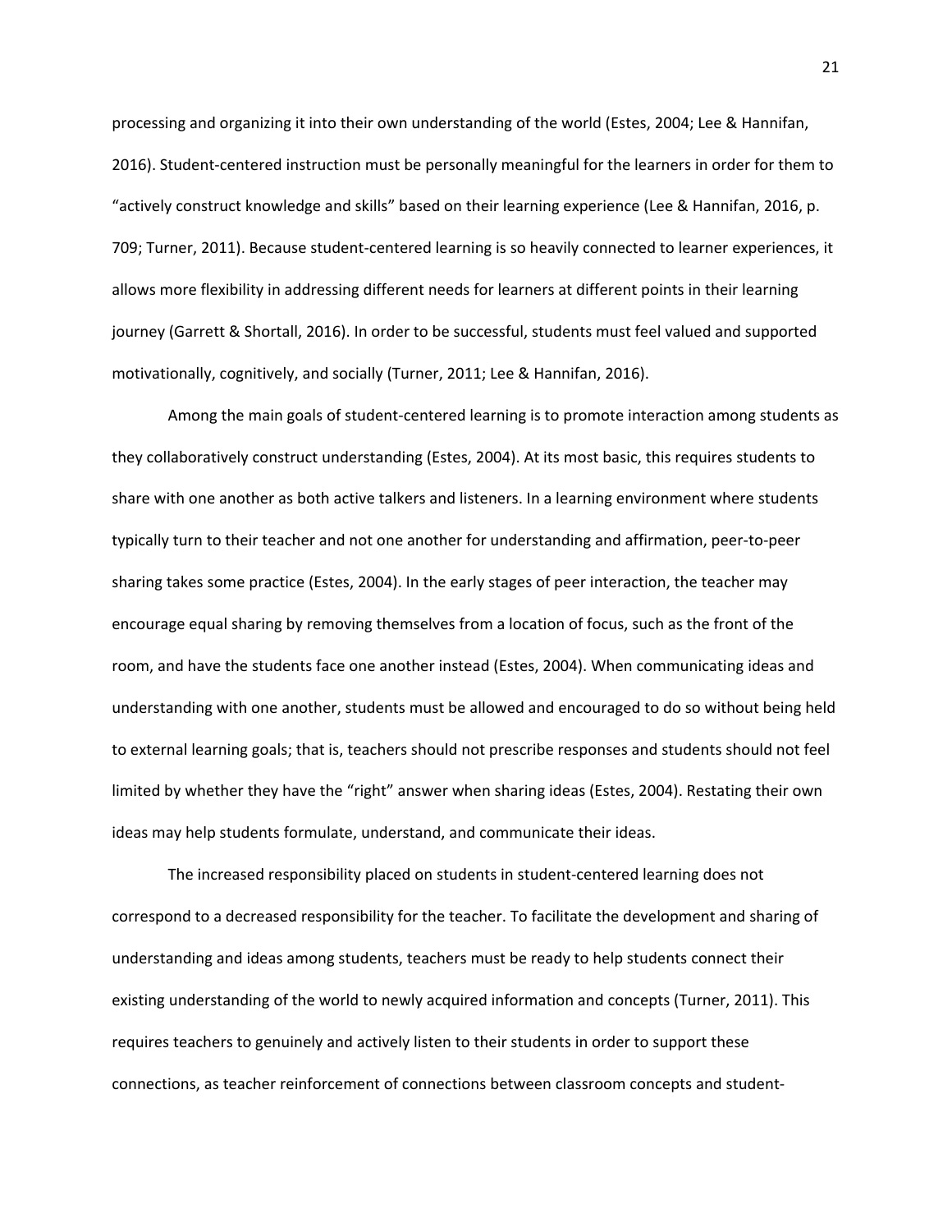processing and organizing it into their own understanding of the world (Estes, 2004; Lee & Hannifan, 2016). Student-centered instruction must be personally meaningful for the learners in order for them to "actively construct knowledge and skills" based on their learning experience (Lee & Hannifan, 2016, p. 709; Turner, 2011). Because student-centered learning is so heavily connected to learner experiences, it allows more flexibility in addressing different needs for learners at different points in their learning journey (Garrett & Shortall, 2016). In order to be successful, students must feel valued and supported motivationally, cognitively, and socially (Turner, 2011; Lee & Hannifan, 2016).

Among the main goals of student-centered learning is to promote interaction among students as they collaboratively construct understanding (Estes, 2004). At its most basic, this requires students to share with one another as both active talkers and listeners. In a learning environment where students typically turn to their teacher and not one another for understanding and affirmation, peer-to-peer sharing takes some practice (Estes, 2004). In the early stages of peer interaction, the teacher may encourage equal sharing by removing themselves from a location of focus, such as the front of the room, and have the students face one another instead (Estes, 2004). When communicating ideas and understanding with one another, students must be allowed and encouraged to do so without being held to external learning goals; that is, teachers should not prescribe responses and students should not feel limited by whether they have the "right" answer when sharing ideas (Estes, 2004). Restating their own ideas may help students formulate, understand, and communicate their ideas.

The increased responsibility placed on students in student-centered learning does not correspond to a decreased responsibility for the teacher. To facilitate the development and sharing of understanding and ideas among students, teachers must be ready to help students connect their existing understanding of the world to newly acquired information and concepts (Turner, 2011). This requires teachers to genuinely and actively listen to their students in order to support these connections, as teacher reinforcement of connections between classroom concepts and student-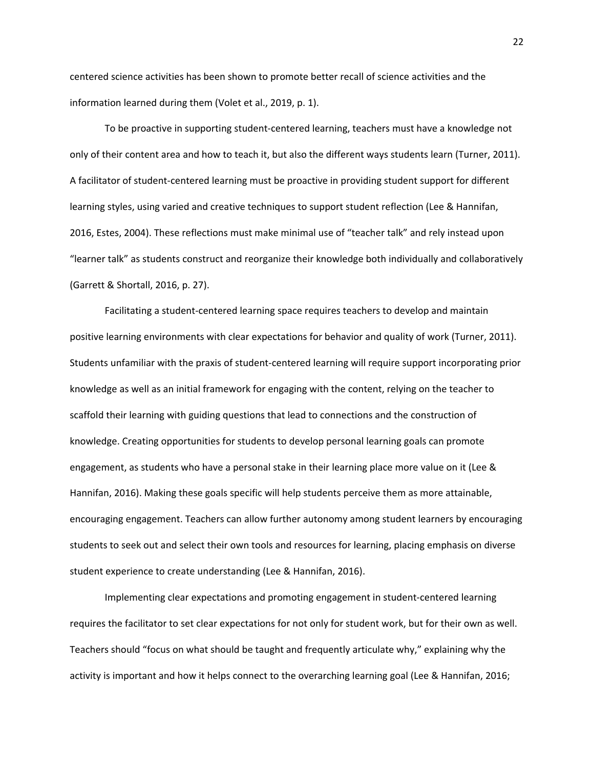centered science activities has been shown to promote better recall of science activities and the information learned during them (Volet et al., 2019, p. 1).

To be proactive in supporting student-centered learning, teachers must have a knowledge not only of their content area and how to teach it, but also the different ways students learn (Turner, 2011). A facilitator of student-centered learning must be proactive in providing student support for different learning styles, using varied and creative techniques to support student reflection (Lee & Hannifan, 2016, Estes, 2004). These reflections must make minimal use of "teacher talk" and rely instead upon "learner talk" as students construct and reorganize their knowledge both individually and collaboratively (Garrett & Shortall, 2016, p. 27).

Facilitating a student-centered learning space requires teachers to develop and maintain positive learning environments with clear expectations for behavior and quality of work (Turner, 2011). Students unfamiliar with the praxis of student-centered learning will require support incorporating prior knowledge as well as an initial framework for engaging with the content, relying on the teacher to scaffold their learning with guiding questions that lead to connections and the construction of knowledge. Creating opportunities for students to develop personal learning goals can promote engagement, as students who have a personal stake in their learning place more value on it (Lee & Hannifan, 2016). Making these goals specific will help students perceive them as more attainable, encouraging engagement. Teachers can allow further autonomy among student learners by encouraging students to seek out and select their own tools and resources for learning, placing emphasis on diverse student experience to create understanding (Lee & Hannifan, 2016).

Implementing clear expectations and promoting engagement in student-centered learning requires the facilitator to set clear expectations for not only for student work, but for their own as well. Teachers should "focus on what should be taught and frequently articulate why," explaining why the activity is important and how it helps connect to the overarching learning goal (Lee & Hannifan, 2016;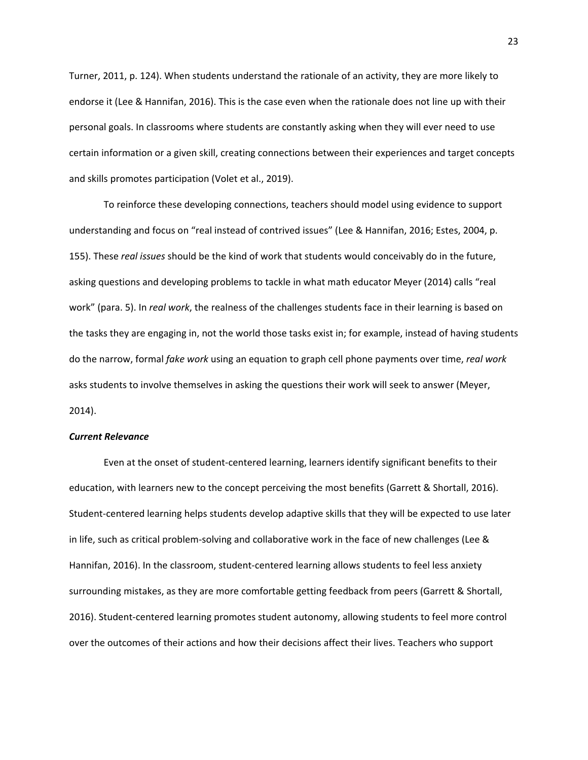Turner, 2011, p. 124). When students understand the rationale of an activity, they are more likely to endorse it (Lee & Hannifan, 2016). This is the case even when the rationale does not line up with their personal goals. In classrooms where students are constantly asking when they will ever need to use certain information or a given skill, creating connections between their experiences and target concepts and skills promotes participation (Volet et al., 2019).

To reinforce these developing connections, teachers should model using evidence to support understanding and focus on "real instead of contrived issues" (Lee & Hannifan, 2016; Estes, 2004, p. 155). These *real issues* should be the kind of work that students would conceivably do in the future, asking questions and developing problems to tackle in what math educator Meyer (2014) calls "real work" (para. 5). In *real work*, the realness of the challenges students face in their learning is based on the tasks they are engaging in, not the world those tasks exist in; for example, instead of having students do the narrow, formal *fake work* using an equation to graph cell phone payments over time, *real work* asks students to involve themselves in asking the questions their work will seek to answer (Meyer, 2014).

### ***Current Relevance***

Even at the onset of student-centered learning, learners identify significant benefits to their education, with learners new to the concept perceiving the most benefits (Garrett & Shortall, 2016). Student-centered learning helps students develop adaptive skills that they will be expected to use later in life, such as critical problem-solving and collaborative work in the face of new challenges (Lee & Hannifan, 2016). In the classroom, student-centered learning allows students to feel less anxiety surrounding mistakes, as they are more comfortable getting feedback from peers (Garrett & Shortall, 2016). Student-centered learning promotes student autonomy, allowing students to feel more control over the outcomes of their actions and how their decisions affect their lives. Teachers who support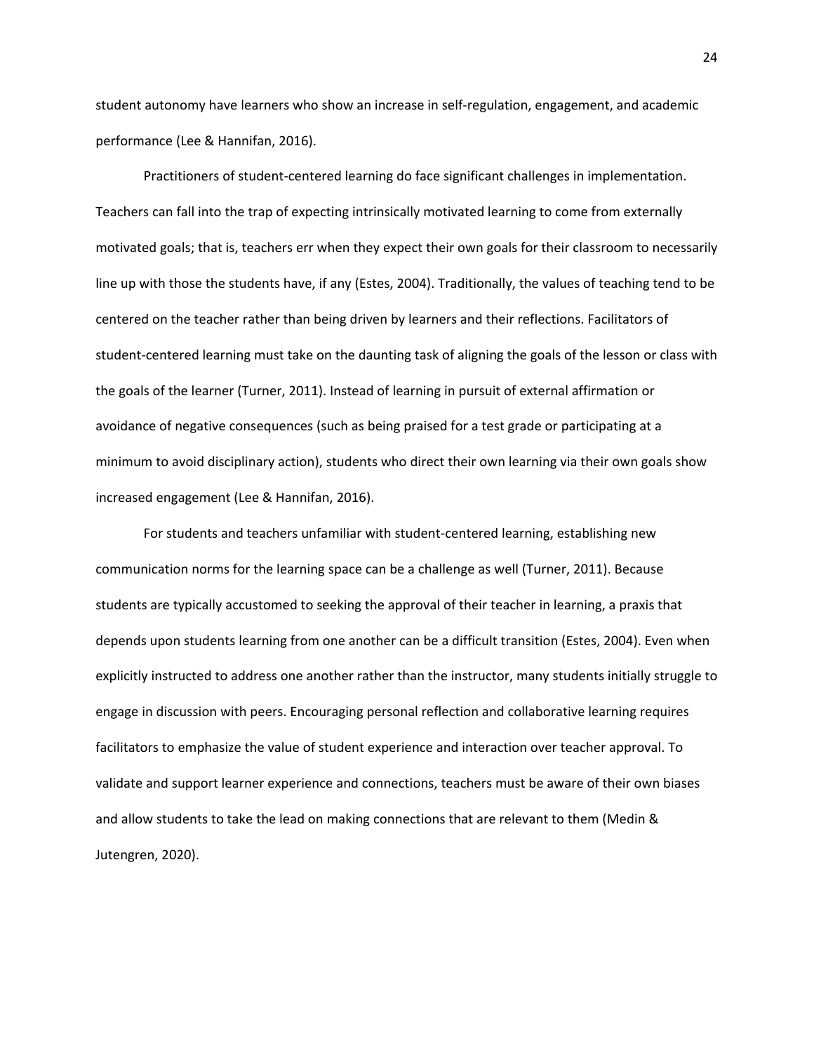student autonomy have learners who show an increase in self-regulation, engagement, and academic performance (Lee & Hannifan, 2016).

Practitioners of student-centered learning do face significant challenges in implementation. Teachers can fall into the trap of expecting intrinsically motivated learning to come from externally motivated goals; that is, teachers err when they expect their own goals for their classroom to necessarily line up with those the students have, if any (Estes, 2004). Traditionally, the values of teaching tend to be centered on the teacher rather than being driven by learners and their reflections. Facilitators of student-centered learning must take on the daunting task of aligning the goals of the lesson or class with the goals of the learner (Turner, 2011). Instead of learning in pursuit of external affirmation or avoidance of negative consequences (such as being praised for a test grade or participating at a minimum to avoid disciplinary action), students who direct their own learning via their own goals show increased engagement (Lee & Hannifan, 2016).

For students and teachers unfamiliar with student-centered learning, establishing new communication norms for the learning space can be a challenge as well (Turner, 2011). Because students are typically accustomed to seeking the approval of their teacher in learning, a praxis that depends upon students learning from one another can be a difficult transition (Estes, 2004). Even when explicitly instructed to address one another rather than the instructor, many students initially struggle to engage in discussion with peers. Encouraging personal reflection and collaborative learning requires facilitators to emphasize the value of student experience and interaction over teacher approval. To validate and support learner experience and connections, teachers must be aware of their own biases and allow students to take the lead on making connections that are relevant to them (Medin & Jutengren, 2020).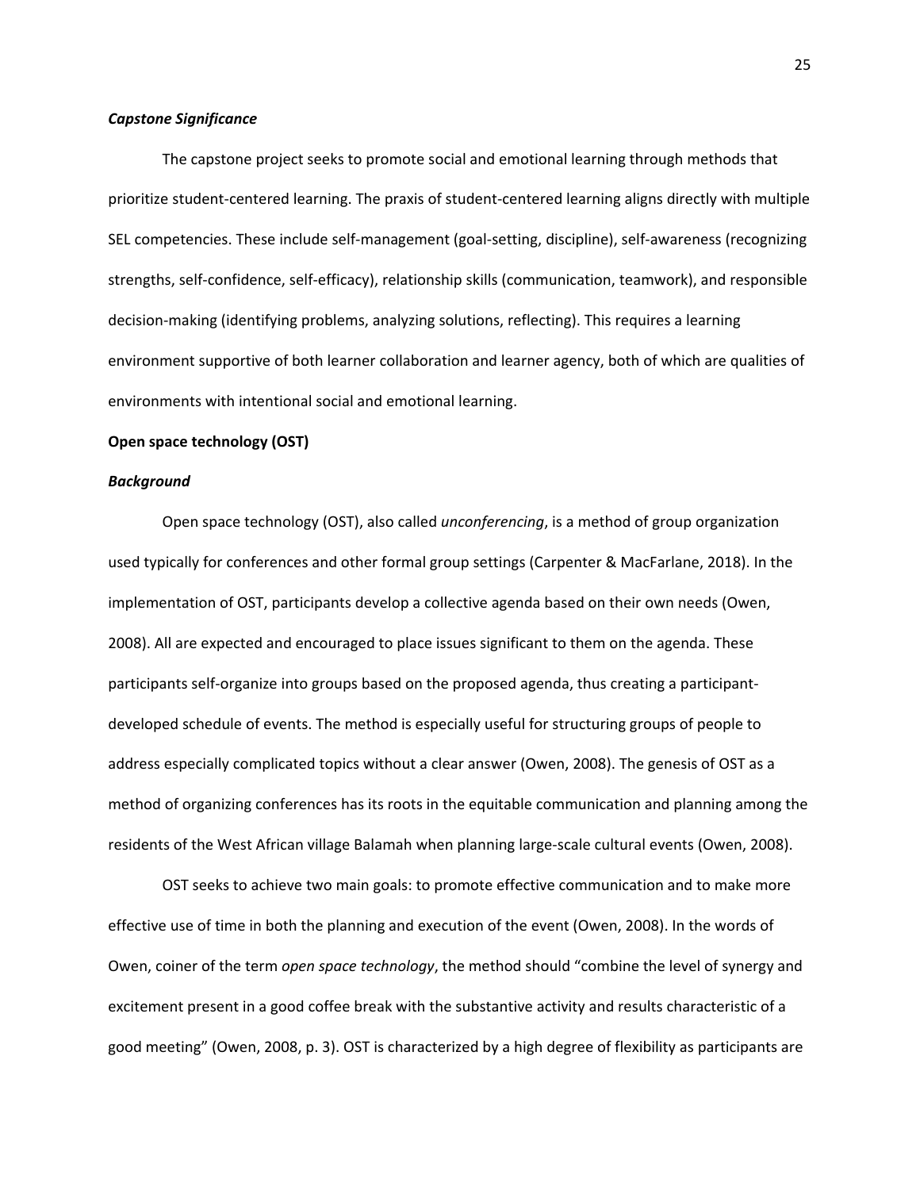### *Capstone Significance*

The capstone project seeks to promote social and emotional learning through methods that prioritize student-centered learning. The praxis of student-centered learning aligns directly with multiple SEL competencies. These include self-management (goal-setting, discipline), self-awareness (recognizing strengths, self-confidence, self-efficacy), relationship skills (communication, teamwork), and responsible decision-making (identifying problems, analyzing solutions, reflecting). This requires a learning environment supportive of both learner collaboration and learner agency, both of which are qualities of environments with intentional social and emotional learning.

## Open space technology (OST)

### *Background*

Open space technology (OST), also called *unconferencing*, is a method of group organization used typically for conferences and other formal group settings (Carpenter & MacFarlane, 2018). In the implementation of OST, participants develop a collective agenda based on their own needs (Owen, 2008). All are expected and encouraged to place issues significant to them on the agenda. These participants self-organize into groups based on the proposed agenda, thus creating a participant-developed schedule of events. The method is especially useful for structuring groups of people to address especially complicated topics without a clear answer (Owen, 2008). The genesis of OST as a method of organizing conferences has its roots in the equitable communication and planning among the residents of the West African village Balamah when planning large-scale cultural events (Owen, 2008).

OST seeks to achieve two main goals: to promote effective communication and to make more effective use of time in both the planning and execution of the event (Owen, 2008). In the words of Owen, coiner of the term *open space technology*, the method should "combine the level of synergy and excitement present in a good coffee break with the substantive activity and results characteristic of a good meeting" (Owen, 2008, p. 3). OST is characterized by a high degree of flexibility as participants are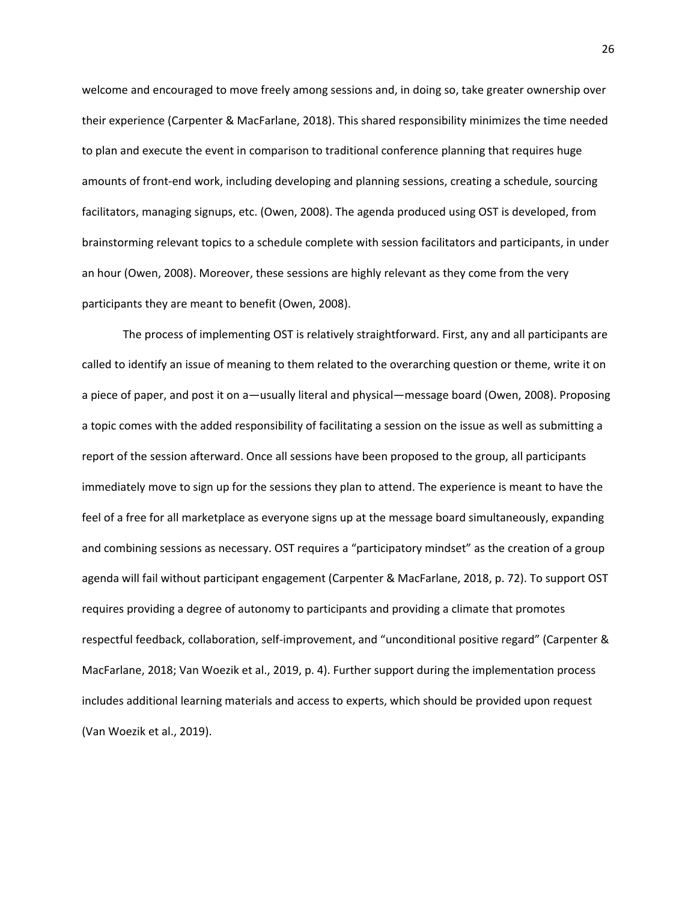welcome and encouraged to move freely among sessions and, in doing so, take greater ownership over their experience (Carpenter & MacFarlane, 2018). This shared responsibility minimizes the time needed to plan and execute the event in comparison to traditional conference planning that requires huge amounts of front-end work, including developing and planning sessions, creating a schedule, sourcing facilitators, managing signups, etc. (Owen, 2008). The agenda produced using OST is developed, from brainstorming relevant topics to a schedule complete with session facilitators and participants, in under an hour (Owen, 2008). Moreover, these sessions are highly relevant as they come from the very participants they are meant to benefit (Owen, 2008).

The process of implementing OST is relatively straightforward. First, any and all participants are called to identify an issue of meaning to them related to the overarching question or theme, write it on a piece of paper, and post it on a—usually literal and physical—message board (Owen, 2008). Proposing a topic comes with the added responsibility of facilitating a session on the issue as well as submitting a report of the session afterward. Once all sessions have been proposed to the group, all participants immediately move to sign up for the sessions they plan to attend. The experience is meant to have the feel of a free for all marketplace as everyone signs up at the message board simultaneously, expanding and combining sessions as necessary. OST requires a "participatory mindset" as the creation of a group agenda will fail without participant engagement (Carpenter & MacFarlane, 2018, p. 72). To support OST requires providing a degree of autonomy to participants and providing a climate that promotes respectful feedback, collaboration, self-improvement, and "unconditional positive regard" (Carpenter & MacFarlane, 2018; Van Woezik et al., 2019, p. 4). Further support during the implementation process includes additional learning materials and access to experts, which should be provided upon request (Van Woezik et al., 2019).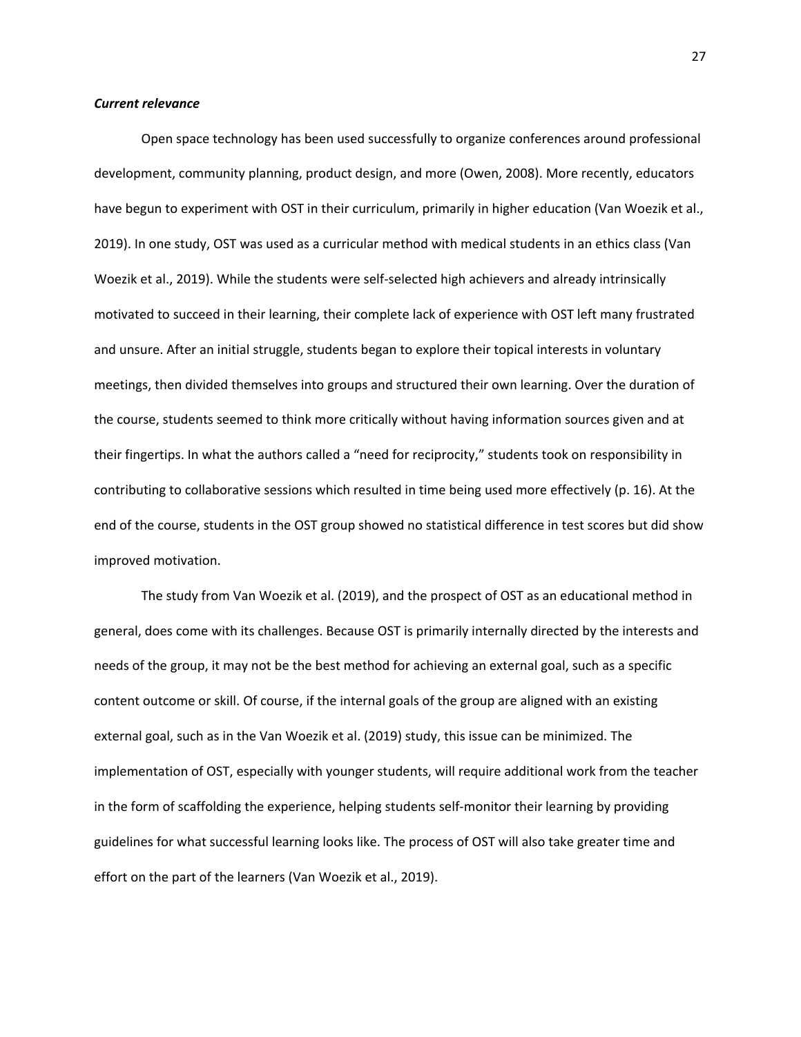***Current relevance***

Open space technology has been used successfully to organize conferences around professional development, community planning, product design, and more (Owen, 2008). More recently, educators have begun to experiment with OST in their curriculum, primarily in higher education (Van Woezik et al., 2019). In one study, OST was used as a curricular method with medical students in an ethics class (Van Woezik et al., 2019). While the students were self-selected high achievers and already intrinsically motivated to succeed in their learning, their complete lack of experience with OST left many frustrated and unsure. After an initial struggle, students began to explore their topical interests in voluntary meetings, then divided themselves into groups and structured their own learning. Over the duration of the course, students seemed to think more critically without having information sources given and at their fingertips. In what the authors called a "need for reciprocity," students took on responsibility in contributing to collaborative sessions which resulted in time being used more effectively (p. 16). At the end of the course, students in the OST group showed no statistical difference in test scores but did show improved motivation.

The study from Van Woezik et al. (2019), and the prospect of OST as an educational method in general, does come with its challenges. Because OST is primarily internally directed by the interests and needs of the group, it may not be the best method for achieving an external goal, such as a specific content outcome or skill. Of course, if the internal goals of the group are aligned with an existing external goal, such as in the Van Woezik et al. (2019) study, this issue can be minimized. The implementation of OST, especially with younger students, will require additional work from the teacher in the form of scaffolding the experience, helping students self-monitor their learning by providing guidelines for what successful learning looks like. The process of OST will also take greater time and effort on the part of the learners (Van Woezik et al., 2019).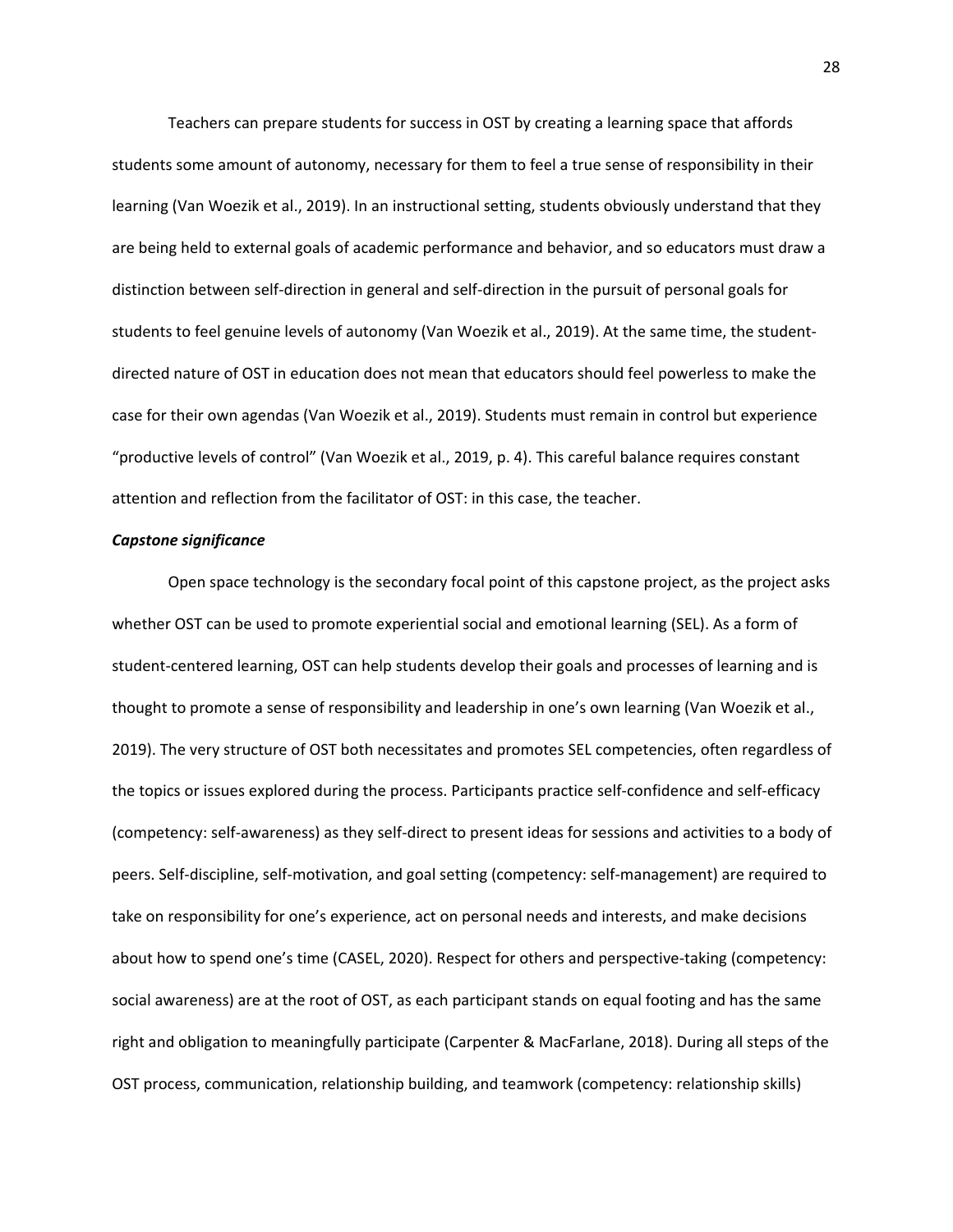Teachers can prepare students for success in OST by creating a learning space that affords students some amount of autonomy, necessary for them to feel a true sense of responsibility in their learning (Van Woezik et al., 2019). In an instructional setting, students obviously understand that they are being held to external goals of academic performance and behavior, and so educators must draw a distinction between self-direction in general and self-direction in the pursuit of personal goals for students to feel genuine levels of autonomy (Van Woezik et al., 2019). At the same time, the student-directed nature of OST in education does not mean that educators should feel powerless to make the case for their own agendas (Van Woezik et al., 2019). Students must remain in control but experience "productive levels of control" (Van Woezik et al., 2019, p. 4). This careful balance requires constant attention and reflection from the facilitator of OST: in this case, the teacher.

***Capstone significance***

Open space technology is the secondary focal point of this capstone project, as the project asks whether OST can be used to promote experiential social and emotional learning (SEL). As a form of student-centered learning, OST can help students develop their goals and processes of learning and is thought to promote a sense of responsibility and leadership in one's own learning (Van Woezik et al., 2019). The very structure of OST both necessitates and promotes SEL competencies, often regardless of the topics or issues explored during the process. Participants practice self-confidence and self-efficacy (competency: self-awareness) as they self-direct to present ideas for sessions and activities to a body of peers. Self-discipline, self-motivation, and goal setting (competency: self-management) are required to take on responsibility for one's experience, act on personal needs and interests, and make decisions about how to spend one's time (CASEL, 2020). Respect for others and perspective-taking (competency: social awareness) are at the root of OST, as each participant stands on equal footing and has the same right and obligation to meaningfully participate (Carpenter & MacFarlane, 2018). During all steps of the OST process, communication, relationship building, and teamwork (competency: relationship skills)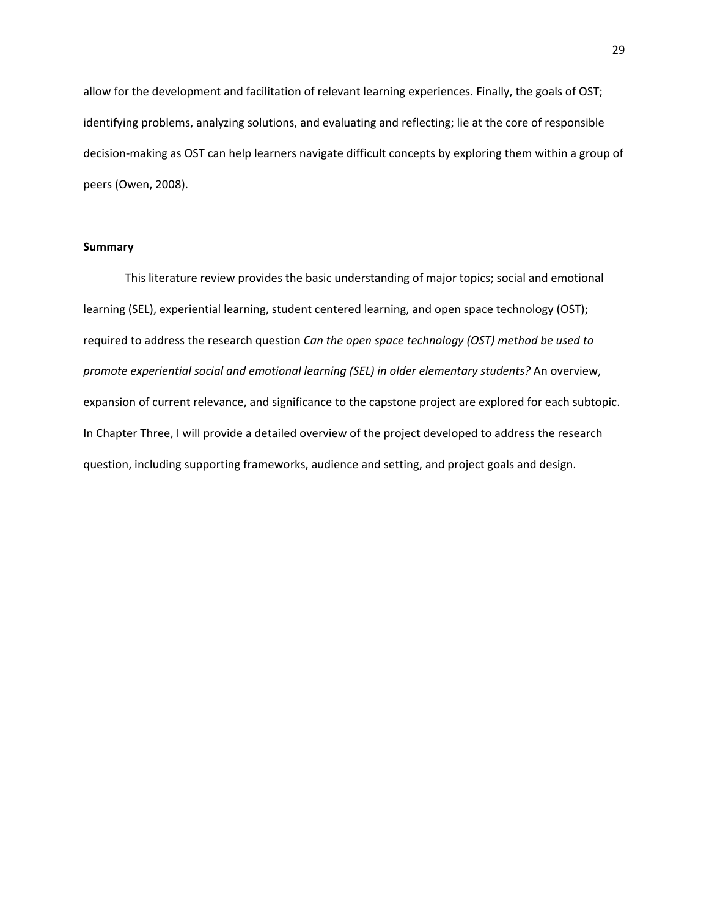allow for the development and facilitation of relevant learning experiences. Finally, the goals of OST; identifying problems, analyzing solutions, and evaluating and reflecting; lie at the core of responsible decision-making as OST can help learners navigate difficult concepts by exploring them within a group of peers (Owen, 2008).

## Summary

This literature review provides the basic understanding of major topics; social and emotional learning (SEL), experiential learning, student centered learning, and open space technology (OST); required to address the research question *Can the open space technology (OST) method be used to promote experiential social and emotional learning (SEL) in older elementary students?* An overview, expansion of current relevance, and significance to the capstone project are explored for each subtopic. In Chapter Three, I will provide a detailed overview of the project developed to address the research question, including supporting frameworks, audience and setting, and project goals and design.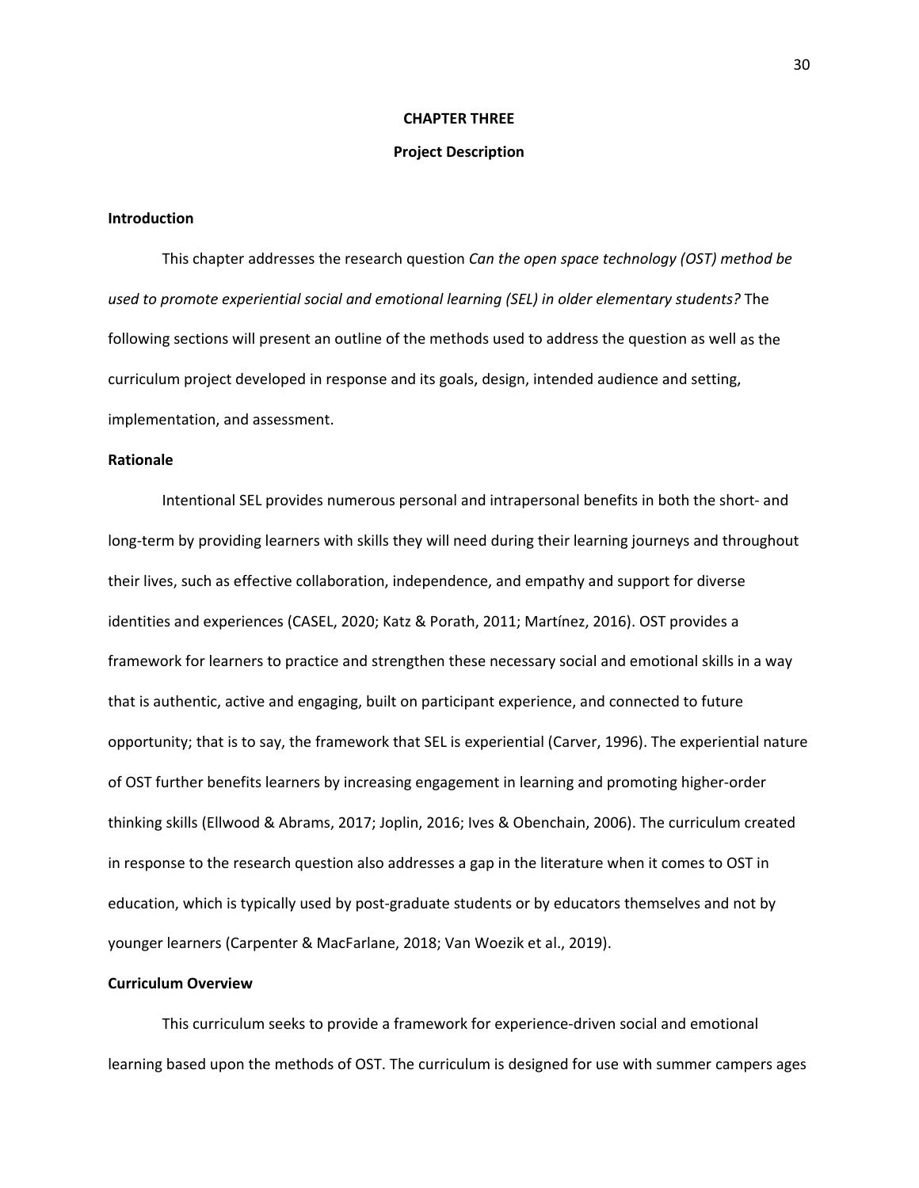# CHAPTER THREE

## Project Description

### Introduction

This chapter addresses the research question *Can the open space technology (OST) method be used to promote experiential social and emotional learning (SEL) in older elementary students?* The following sections will present an outline of the methods used to address the question as well as the curriculum project developed in response and its goals, design, intended audience and setting, implementation, and assessment.

### Rationale

Intentional SEL provides numerous personal and intrapersonal benefits in both the short- and long-term by providing learners with skills they will need during their learning journeys and throughout their lives, such as effective collaboration, independence, and empathy and support for diverse identities and experiences (CASEL, 2020; Katz & Porath, 2011; Martínez, 2016). OST provides a framework for learners to practice and strengthen these necessary social and emotional skills in a way that is authentic, active and engaging, built on participant experience, and connected to future opportunity; that is to say, the framework that SEL is experiential (Carver, 1996). The experiential nature of OST further benefits learners by increasing engagement in learning and promoting higher-order thinking skills (Ellwood & Abrams, 2017; Joplin, 2016; Ives & Obenchain, 2006). The curriculum created in response to the research question also addresses a gap in the literature when it comes to OST in education, which is typically used by post-graduate students or by educators themselves and not by younger learners (Carpenter & MacFarlane, 2018; Van Woezik et al., 2019).

### Curriculum Overview

This curriculum seeks to provide a framework for experience-driven social and emotional learning based upon the methods of OST. The curriculum is designed for use with summer campers ages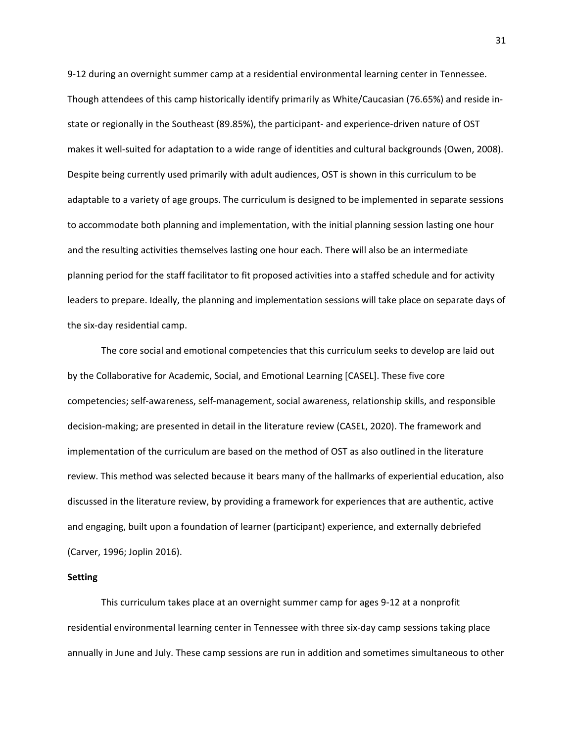9-12 during an overnight summer camp at a residential environmental learning center in Tennessee. Though attendees of this camp historically identify primarily as White/Caucasian (76.65%) and reside in-state or regionally in the Southeast (89.85%), the participant- and experience-driven nature of OST makes it well-suited for adaptation to a wide range of identities and cultural backgrounds (Owen, 2008). Despite being currently used primarily with adult audiences, OST is shown in this curriculum to be adaptable to a variety of age groups. The curriculum is designed to be implemented in separate sessions to accommodate both planning and implementation, with the initial planning session lasting one hour and the resulting activities themselves lasting one hour each. There will also be an intermediate planning period for the staff facilitator to fit proposed activities into a staffed schedule and for activity leaders to prepare. Ideally, the planning and implementation sessions will take place on separate days of the six-day residential camp.

The core social and emotional competencies that this curriculum seeks to develop are laid out by the Collaborative for Academic, Social, and Emotional Learning [CASEL]. These five core competencies; self-awareness, self-management, social awareness, relationship skills, and responsible decision-making; are presented in detail in the literature review (CASEL, 2020). The framework and implementation of the curriculum are based on the method of OST as also outlined in the literature review. This method was selected because it bears many of the hallmarks of experiential education, also discussed in the literature review, by providing a framework for experiences that are authentic, active and engaging, built upon a foundation of learner (participant) experience, and externally debriefed (Carver, 1996; Joplin 2016).

**Setting**

This curriculum takes place at an overnight summer camp for ages 9-12 at a nonprofit residential environmental learning center in Tennessee with three six-day camp sessions taking place annually in June and July. These camp sessions are run in addition and sometimes simultaneous to other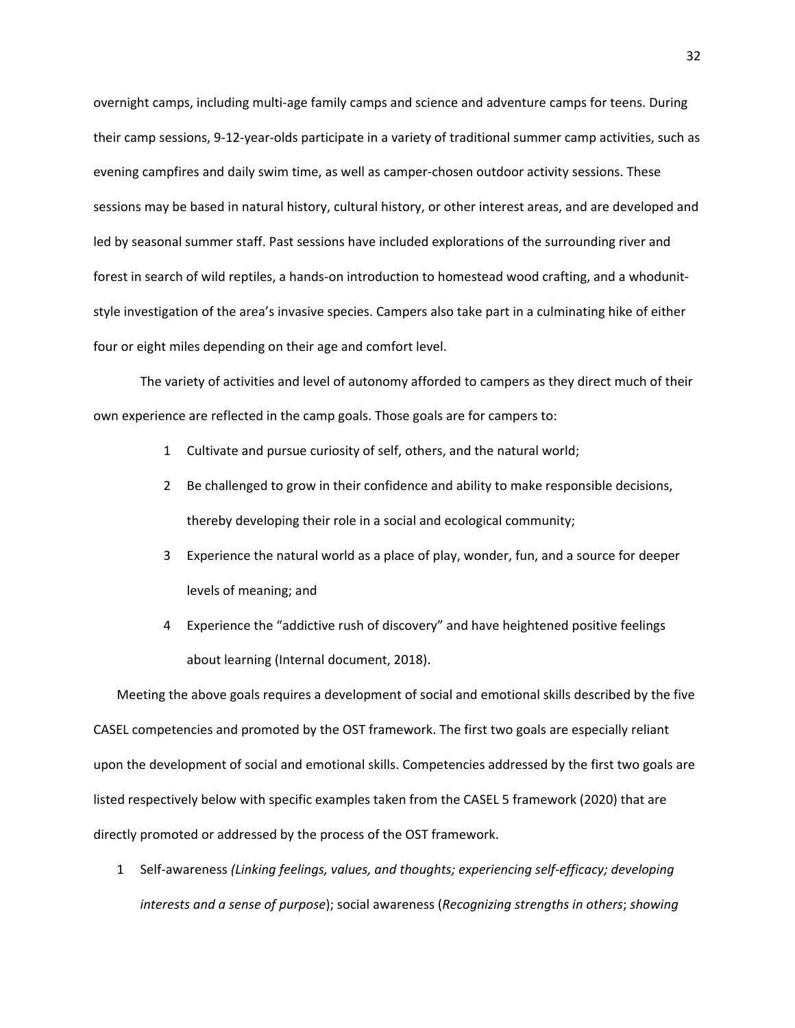overnight camps, including multi-age family camps and science and adventure camps for teens. During their camp sessions, 9-12-year-olds participate in a variety of traditional summer camp activities, such as evening campfires and daily swim time, as well as camper-chosen outdoor activity sessions. These sessions may be based in natural history, cultural history, or other interest areas, and are developed and led by seasonal summer staff. Past sessions have included explorations of the surrounding river and forest in search of wild reptiles, a hands-on introduction to homestead wood crafting, and a whodunit-style investigation of the area's invasive species. Campers also take part in a culminating hike of either four or eight miles depending on their age and comfort level.

The variety of activities and level of autonomy afforded to campers as they direct much of their own experience are reflected in the camp goals. Those goals are for campers to:

1. Cultivate and pursue curiosity of self, others, and the natural world;
2. Be challenged to grow in their confidence and ability to make responsible decisions, thereby developing their role in a social and ecological community;
3. Experience the natural world as a place of play, wonder, fun, and a source for deeper levels of meaning; and
4. Experience the "addictive rush of discovery" and have heightened positive feelings about learning (Internal document, 2018).

Meeting the above goals requires a development of social and emotional skills described by the five CASEL competencies and promoted by the OST framework. The first two goals are especially reliant upon the development of social and emotional skills. Competencies addressed by the first two goals are listed respectively below with specific examples taken from the CASEL 5 framework (2020) that are directly promoted or addressed by the process of the OST framework.

1. Self-awareness *(Linking feelings, values, and thoughts; experiencing self-efficacy; developing interests and a sense of purpose*); social awareness (*Recognizing strengths in others*; *showing*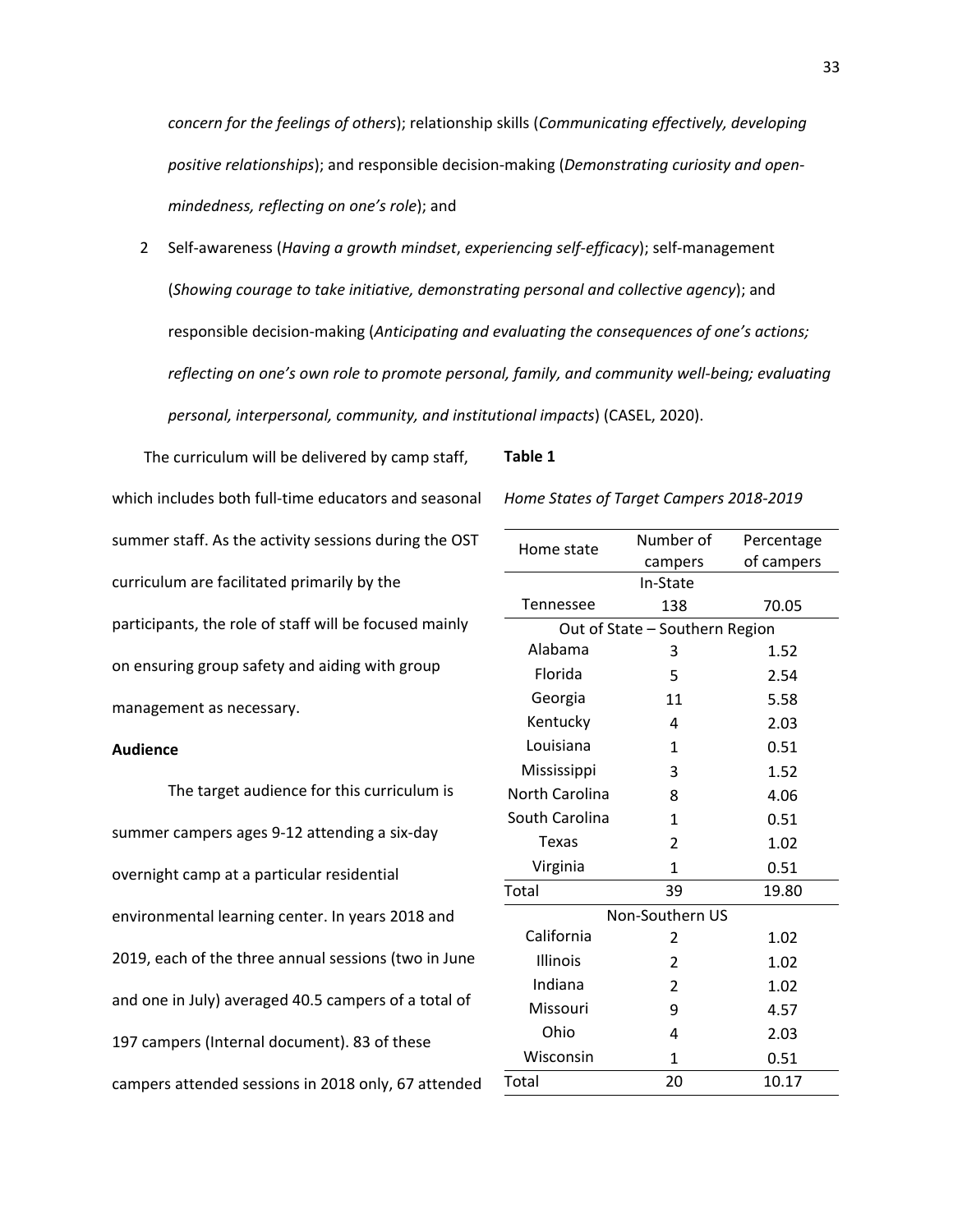*concern for the feelings of others*); relationship skills (*Communicating effectively, developing positive relationships*); and responsible decision-making (*Demonstrating curiosity and open-mindedness, reflecting on one's role*); and

2 Self-awareness (*Having a growth mindset*, *experiencing self-efficacy*); self-management (*Showing courage to take initiative, demonstrating personal and collective agency*); and responsible decision-making (*Anticipating and evaluating the consequences of one's actions; reflecting on one's own role to promote personal, family, and community well-being; evaluating personal, interpersonal, community, and institutional impacts*) (CASEL, 2020).

The curriculum will be delivered by camp staff, which includes both full-time educators and seasonal summer staff. As the activity sessions during the OST curriculum are facilitated primarily by the participants, the role of staff will be focused mainly on ensuring group safety and aiding with group management as necessary.

**Audience**

The target audience for this curriculum is summer campers ages 9-12 attending a six-day overnight camp at a particular residential environmental learning center. In years 2018 and 2019, each of the three annual sessions (two in June and one in July) averaged 40.5 campers of a total of 197 campers (Internal document). 83 of these campers attended sessions in 2018 only, 67 attended

**Table 1**

*Home States of Target Campers 2018-2019*

| Home state | Number of campers | Percentage of campers |
|---|---|---|
| In-State | | |
| Tennessee | 138 | 70.05 |
| Out of State – Southern Region | | |
| Alabama | 3 | 1.52 |
| Florida | 5 | 2.54 |
| Georgia | 11 | 5.58 |
| Kentucky | 4 | 2.03 |
| Louisiana | 1 | 0.51 |
| Mississippi | 3 | 1.52 |
| North Carolina | 8 | 4.06 |
| South Carolina | 1 | 0.51 |
| Texas | 2 | 1.02 |
| Virginia | 1 | 0.51 |
| Total | 39 | 19.80 |
| Non-Southern US | | |
| California | 2 | 1.02 |
| Illinois | 2 | 1.02 |
| Indiana | 2 | 1.02 |
| Missouri | 9 | 4.57 |
| Ohio | 4 | 2.03 |
| Wisconsin | 1 | 0.51 |
| Total | 20 | 10.17 |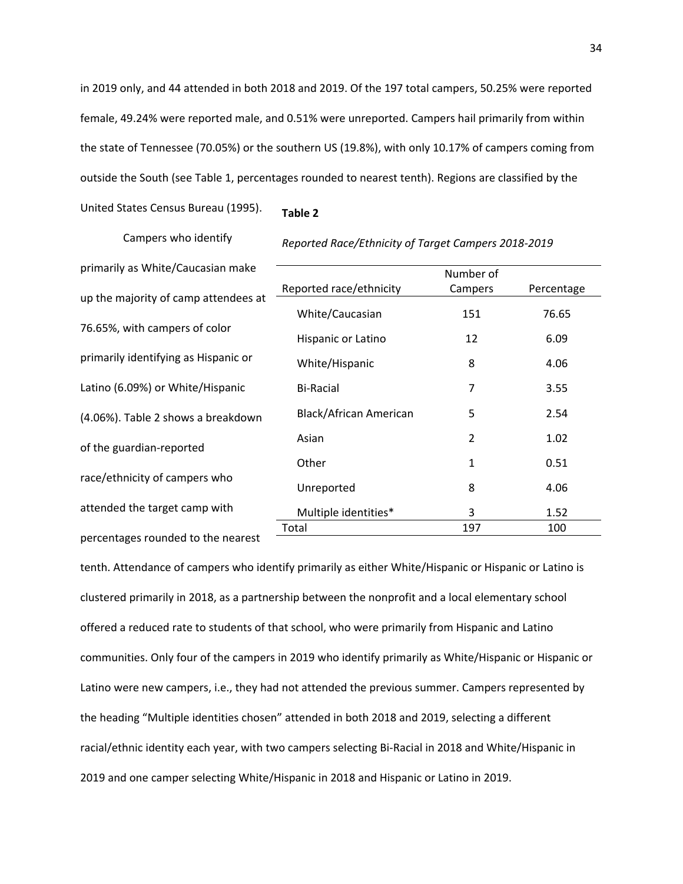in 2019 only, and 44 attended in both 2018 and 2019. Of the 197 total campers, 50.25% were reported female, 49.24% were reported male, and 0.51% were unreported. Campers hail primarily from within the state of Tennessee (70.05%) or the southern US (19.8%), with only 10.17% of campers coming from outside the South (see Table 1, percentages rounded to nearest tenth). Regions are classified by the United States Census Bureau (1995).

Campers who identify primarily as White/Caucasian make up the majority of camp attendees at 76.65%, with campers of color primarily identifying as Hispanic or Latino (6.09%) or White/Hispanic (4.06%). Table 2 shows a breakdown of the guardian-reported race/ethnicity of campers who attended the target camp with percentages rounded to the nearest tenth. Attendance of campers who identify primarily as either White/Hispanic or Hispanic or Latino is clustered primarily in 2018, as a partnership between the nonprofit and a local elementary school offered a reduced rate to students of that school, who were primarily from Hispanic and Latino communities. Only four of the campers in 2019 who identify primarily as White/Hispanic or Hispanic or Latino were new campers, i.e., they had not attended the previous summer. Campers represented by the heading "Multiple identities chosen" attended in both 2018 and 2019, selecting a different racial/ethnic identity each year, with two campers selecting Bi-Racial in 2018 and White/Hispanic in 2019 and one camper selecting White/Hispanic in 2018 and Hispanic or Latino in 2019.

**Table 2**

*Reported Race/Ethnicity of Target Campers 2018-2019*

| Reported race/ethnicity | Number of Campers | Percentage |
|---|---|---|
| White/Caucasian | 151 | 76.65 |
| Hispanic or Latino | 12 | 6.09 |
| White/Hispanic | 8 | 4.06 |
| Bi-Racial | 7 | 3.55 |
| Black/African American | 5 | 2.54 |
| Asian | 2 | 1.02 |
| Other | 1 | 0.51 |
| Unreported | 8 | 4.06 |
| Multiple identities* | 3 | 1.52 |
| Total | 197 | 100 |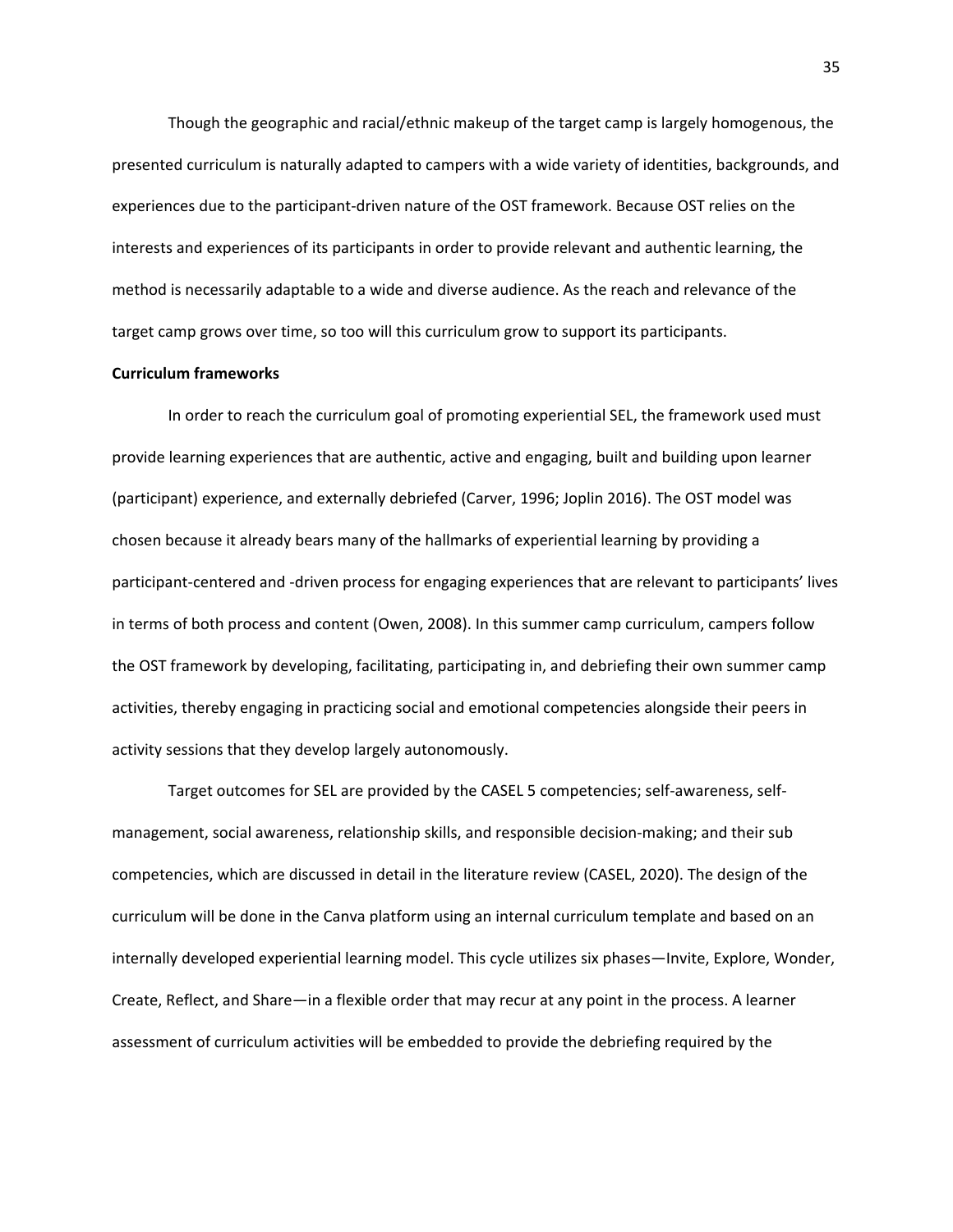Though the geographic and racial/ethnic makeup of the target camp is largely homogenous, the presented curriculum is naturally adapted to campers with a wide variety of identities, backgrounds, and experiences due to the participant-driven nature of the OST framework. Because OST relies on the interests and experiences of its participants in order to provide relevant and authentic learning, the method is necessarily adaptable to a wide and diverse audience. As the reach and relevance of the target camp grows over time, so too will this curriculum grow to support its participants.

**Curriculum frameworks**

In order to reach the curriculum goal of promoting experiential SEL, the framework used must provide learning experiences that are authentic, active and engaging, built and building upon learner (participant) experience, and externally debriefed (Carver, 1996; Joplin 2016). The OST model was chosen because it already bears many of the hallmarks of experiential learning by providing a participant-centered and -driven process for engaging experiences that are relevant to participants' lives in terms of both process and content (Owen, 2008). In this summer camp curriculum, campers follow the OST framework by developing, facilitating, participating in, and debriefing their own summer camp activities, thereby engaging in practicing social and emotional competencies alongside their peers in activity sessions that they develop largely autonomously.

Target outcomes for SEL are provided by the CASEL 5 competencies; self-awareness, self-management, social awareness, relationship skills, and responsible decision-making; and their sub competencies, which are discussed in detail in the literature review (CASEL, 2020). The design of the curriculum will be done in the Canva platform using an internal curriculum template and based on an internally developed experiential learning model. This cycle utilizes six phases—Invite, Explore, Wonder, Create, Reflect, and Share—in a flexible order that may recur at any point in the process. A learner assessment of curriculum activities will be embedded to provide the debriefing required by the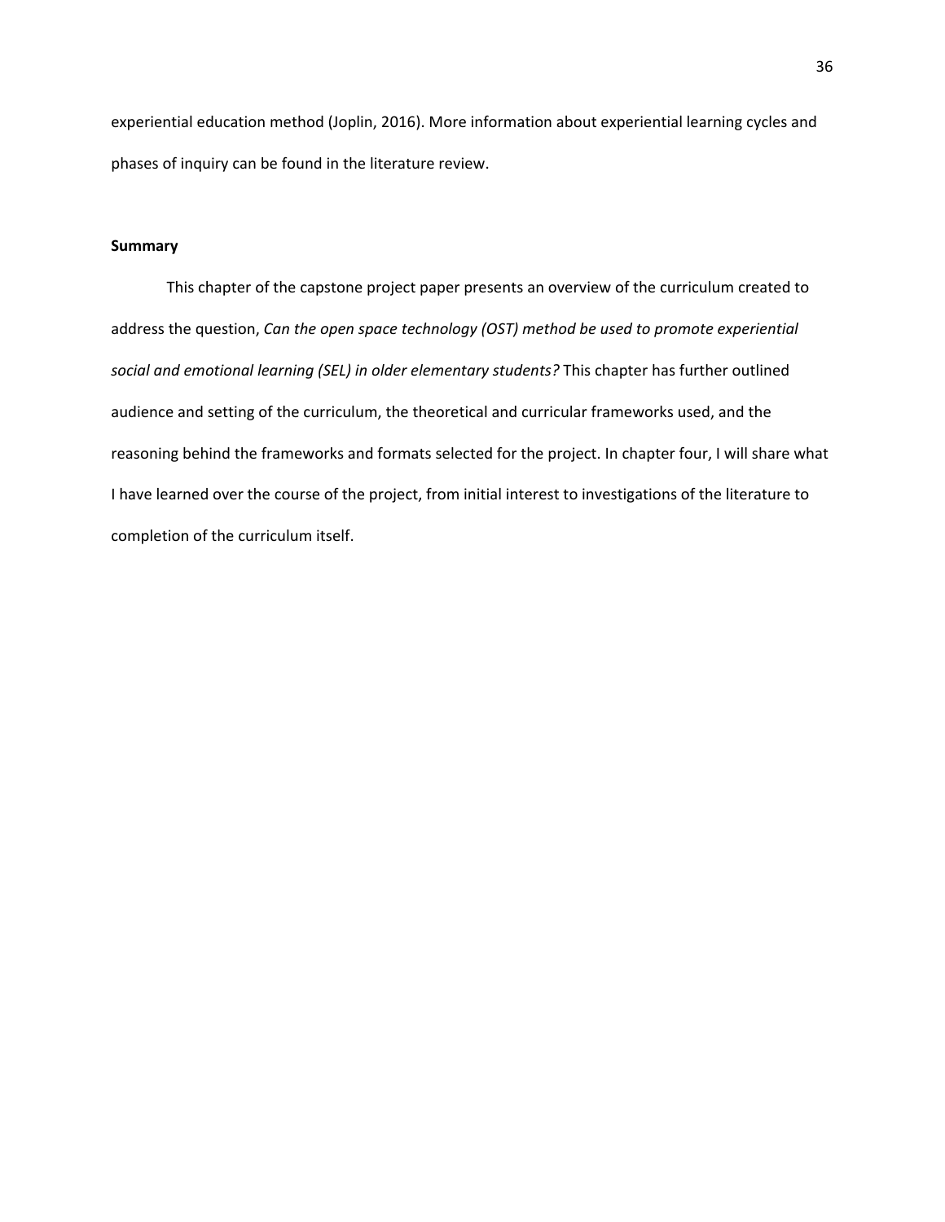experiential education method (Joplin, 2016). More information about experiential learning cycles and phases of inquiry can be found in the literature review.

**Summary**

This chapter of the capstone project paper presents an overview of the curriculum created to address the question, *Can the open space technology (OST) method be used to promote experiential social and emotional learning (SEL) in older elementary students?* This chapter has further outlined audience and setting of the curriculum, the theoretical and curricular frameworks used, and the reasoning behind the frameworks and formats selected for the project. In chapter four, I will share what I have learned over the course of the project, from initial interest to investigations of the literature to completion of the curriculum itself.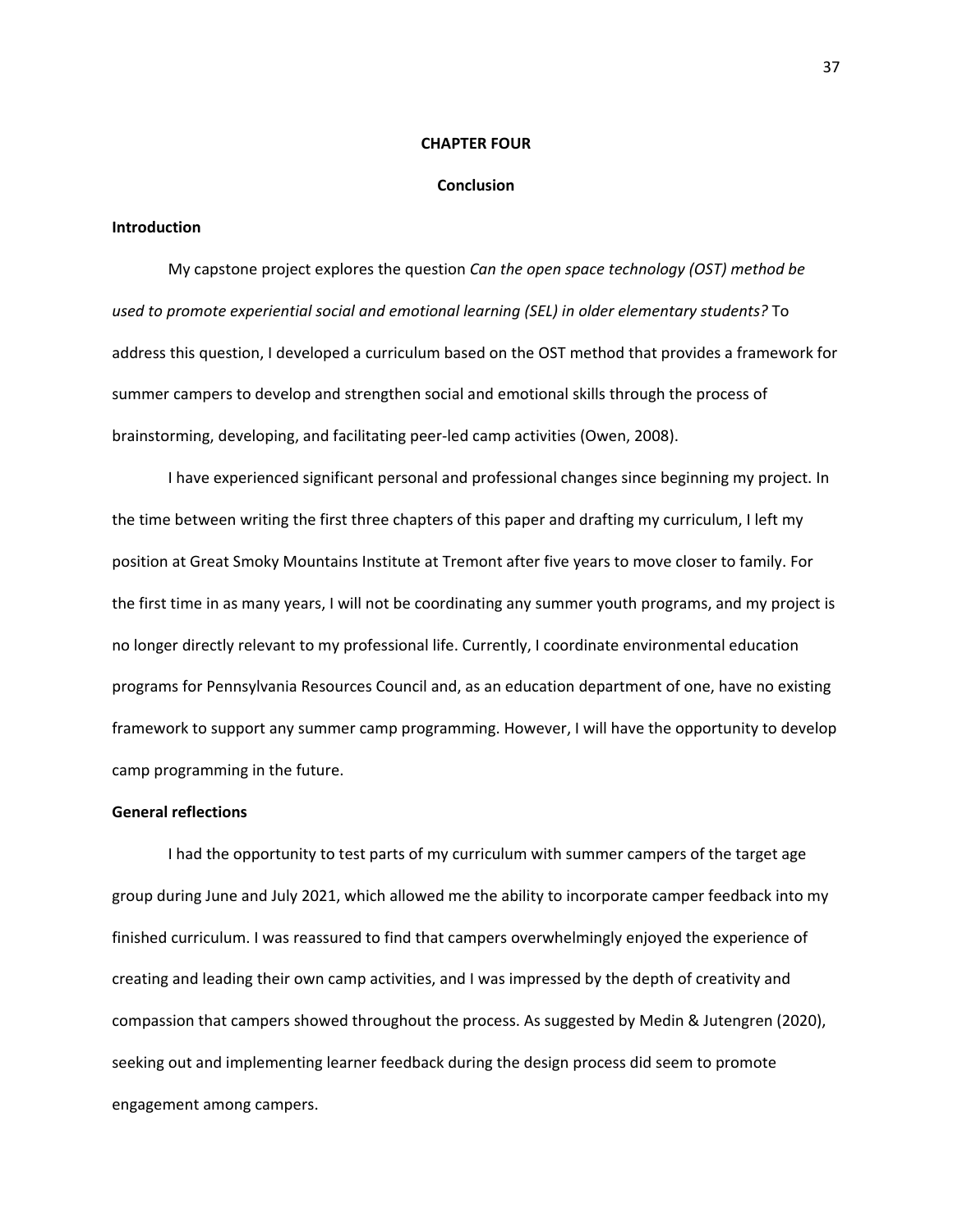# CHAPTER FOUR

## Conclusion

### Introduction

My capstone project explores the question *Can the open space technology (OST) method be used to promote experiential social and emotional learning (SEL) in older elementary students?* To address this question, I developed a curriculum based on the OST method that provides a framework for summer campers to develop and strengthen social and emotional skills through the process of brainstorming, developing, and facilitating peer-led camp activities (Owen, 2008).

I have experienced significant personal and professional changes since beginning my project. In the time between writing the first three chapters of this paper and drafting my curriculum, I left my position at Great Smoky Mountains Institute at Tremont after five years to move closer to family. For the first time in as many years, I will not be coordinating any summer youth programs, and my project is no longer directly relevant to my professional life. Currently, I coordinate environmental education programs for Pennsylvania Resources Council and, as an education department of one, have no existing framework to support any summer camp programming. However, I will have the opportunity to develop camp programming in the future.

### General reflections

I had the opportunity to test parts of my curriculum with summer campers of the target age group during June and July 2021, which allowed me the ability to incorporate camper feedback into my finished curriculum. I was reassured to find that campers overwhelmingly enjoyed the experience of creating and leading their own camp activities, and I was impressed by the depth of creativity and compassion that campers showed throughout the process. As suggested by Medin & Jutengren (2020), seeking out and implementing learner feedback during the design process did seem to promote engagement among campers.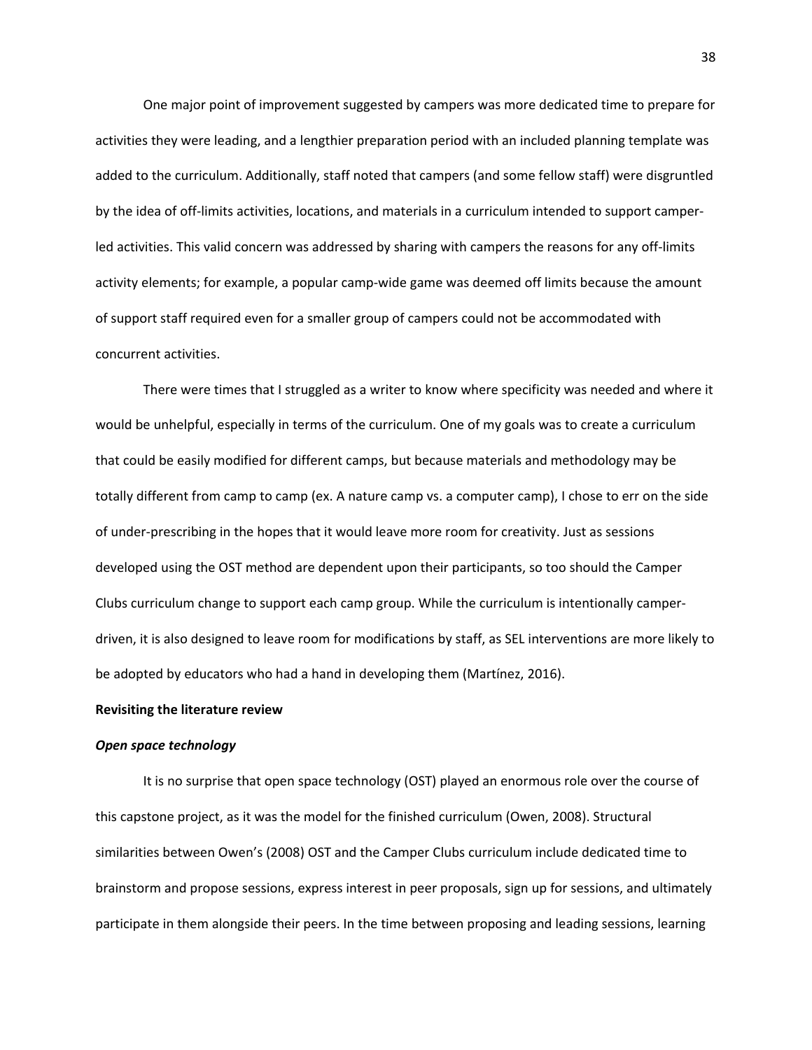One major point of improvement suggested by campers was more dedicated time to prepare for activities they were leading, and a lengthier preparation period with an included planning template was added to the curriculum. Additionally, staff noted that campers (and some fellow staff) were disgruntled by the idea of off-limits activities, locations, and materials in a curriculum intended to support camper-led activities. This valid concern was addressed by sharing with campers the reasons for any off-limits activity elements; for example, a popular camp-wide game was deemed off limits because the amount of support staff required even for a smaller group of campers could not be accommodated with concurrent activities.

There were times that I struggled as a writer to know where specificity was needed and where it would be unhelpful, especially in terms of the curriculum. One of my goals was to create a curriculum that could be easily modified for different camps, but because materials and methodology may be totally different from camp to camp (ex. A nature camp vs. a computer camp), I chose to err on the side of under-prescribing in the hopes that it would leave more room for creativity. Just as sessions developed using the OST method are dependent upon their participants, so too should the Camper Clubs curriculum change to support each camp group. While the curriculum is intentionally camper-driven, it is also designed to leave room for modifications by staff, as SEL interventions are more likely to be adopted by educators who had a hand in developing them (Martínez, 2016).

**Revisiting the literature review**

***Open space technology***

It is no surprise that open space technology (OST) played an enormous role over the course of this capstone project, as it was the model for the finished curriculum (Owen, 2008). Structural similarities between Owen's (2008) OST and the Camper Clubs curriculum include dedicated time to brainstorm and propose sessions, express interest in peer proposals, sign up for sessions, and ultimately participate in them alongside their peers. In the time between proposing and leading sessions, learning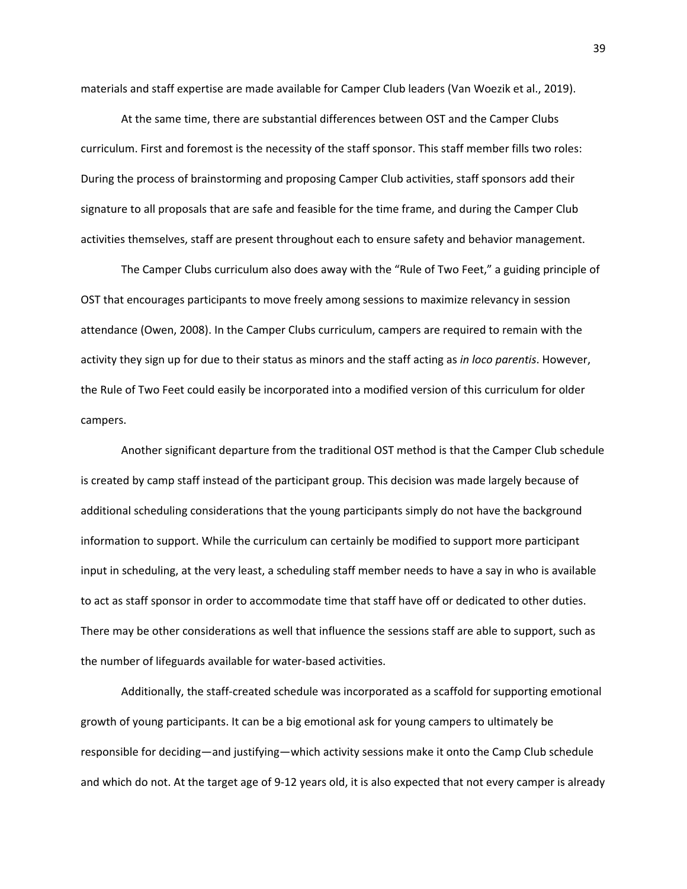materials and staff expertise are made available for Camper Club leaders (Van Woezik et al., 2019).

At the same time, there are substantial differences between OST and the Camper Clubs curriculum. First and foremost is the necessity of the staff sponsor. This staff member fills two roles: During the process of brainstorming and proposing Camper Club activities, staff sponsors add their signature to all proposals that are safe and feasible for the time frame, and during the Camper Club activities themselves, staff are present throughout each to ensure safety and behavior management.

The Camper Clubs curriculum also does away with the "Rule of Two Feet," a guiding principle of OST that encourages participants to move freely among sessions to maximize relevancy in session attendance (Owen, 2008). In the Camper Clubs curriculum, campers are required to remain with the activity they sign up for due to their status as minors and the staff acting as *in loco parentis*. However, the Rule of Two Feet could easily be incorporated into a modified version of this curriculum for older campers.

Another significant departure from the traditional OST method is that the Camper Club schedule is created by camp staff instead of the participant group. This decision was made largely because of additional scheduling considerations that the young participants simply do not have the background information to support. While the curriculum can certainly be modified to support more participant input in scheduling, at the very least, a scheduling staff member needs to have a say in who is available to act as staff sponsor in order to accommodate time that staff have off or dedicated to other duties. There may be other considerations as well that influence the sessions staff are able to support, such as the number of lifeguards available for water-based activities.

Additionally, the staff-created schedule was incorporated as a scaffold for supporting emotional growth of young participants. It can be a big emotional ask for young campers to ultimately be responsible for deciding—and justifying—which activity sessions make it onto the Camp Club schedule and which do not. At the target age of 9-12 years old, it is also expected that not every camper is already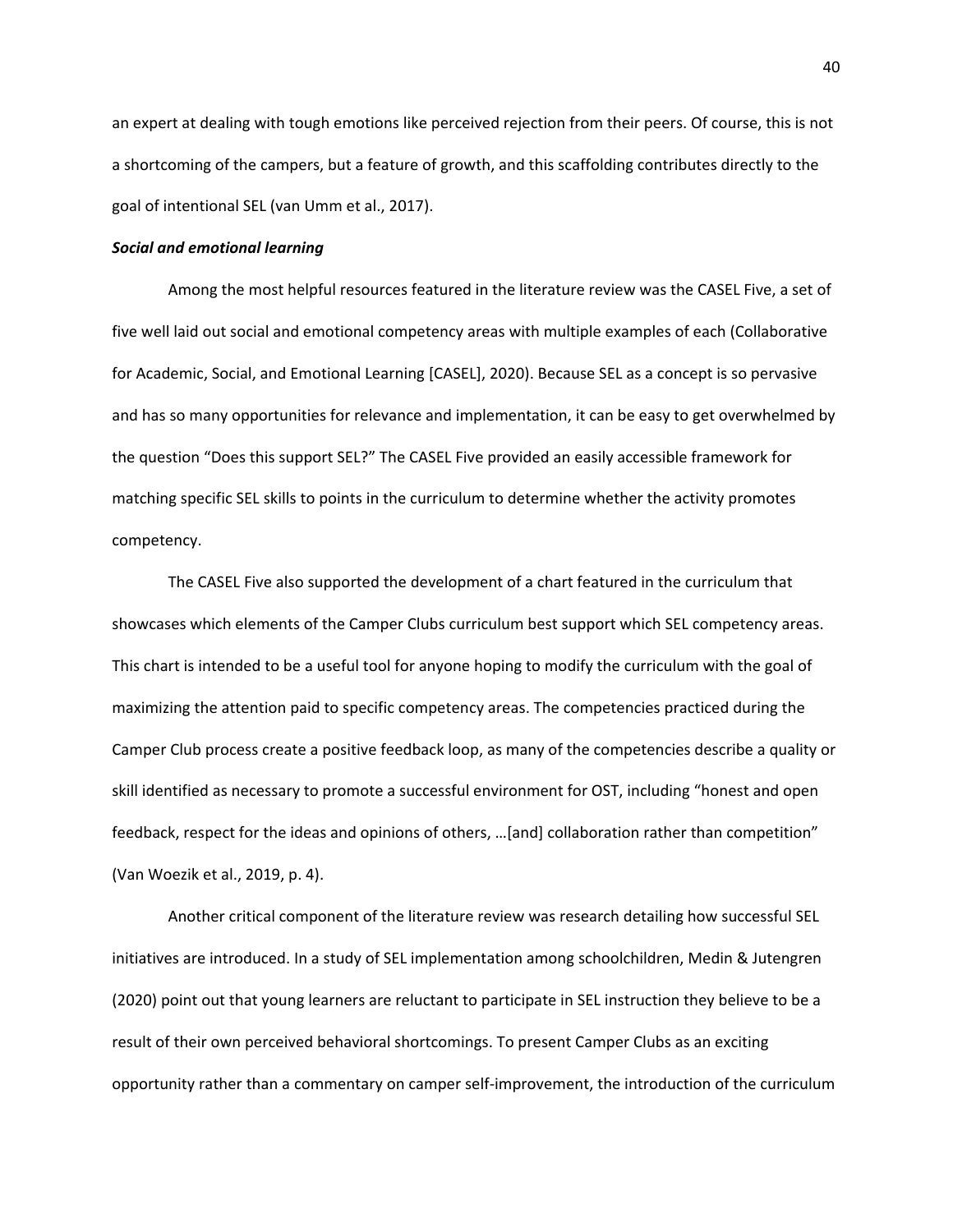an expert at dealing with tough emotions like perceived rejection from their peers. Of course, this is not a shortcoming of the campers, but a feature of growth, and this scaffolding contributes directly to the goal of intentional SEL (van Umm et al., 2017).

***Social and emotional learning***

Among the most helpful resources featured in the literature review was the CASEL Five, a set of five well laid out social and emotional competency areas with multiple examples of each (Collaborative for Academic, Social, and Emotional Learning [CASEL], 2020). Because SEL as a concept is so pervasive and has so many opportunities for relevance and implementation, it can be easy to get overwhelmed by the question "Does this support SEL?" The CASEL Five provided an easily accessible framework for matching specific SEL skills to points in the curriculum to determine whether the activity promotes competency.

The CASEL Five also supported the development of a chart featured in the curriculum that showcases which elements of the Camper Clubs curriculum best support which SEL competency areas. This chart is intended to be a useful tool for anyone hoping to modify the curriculum with the goal of maximizing the attention paid to specific competency areas. The competencies practiced during the Camper Club process create a positive feedback loop, as many of the competencies describe a quality or skill identified as necessary to promote a successful environment for OST, including "honest and open feedback, respect for the ideas and opinions of others, …[and] collaboration rather than competition" (Van Woezik et al., 2019, p. 4).

Another critical component of the literature review was research detailing how successful SEL initiatives are introduced. In a study of SEL implementation among schoolchildren, Medin & Jutengren (2020) point out that young learners are reluctant to participate in SEL instruction they believe to be a result of their own perceived behavioral shortcomings. To present Camper Clubs as an exciting opportunity rather than a commentary on camper self-improvement, the introduction of the curriculum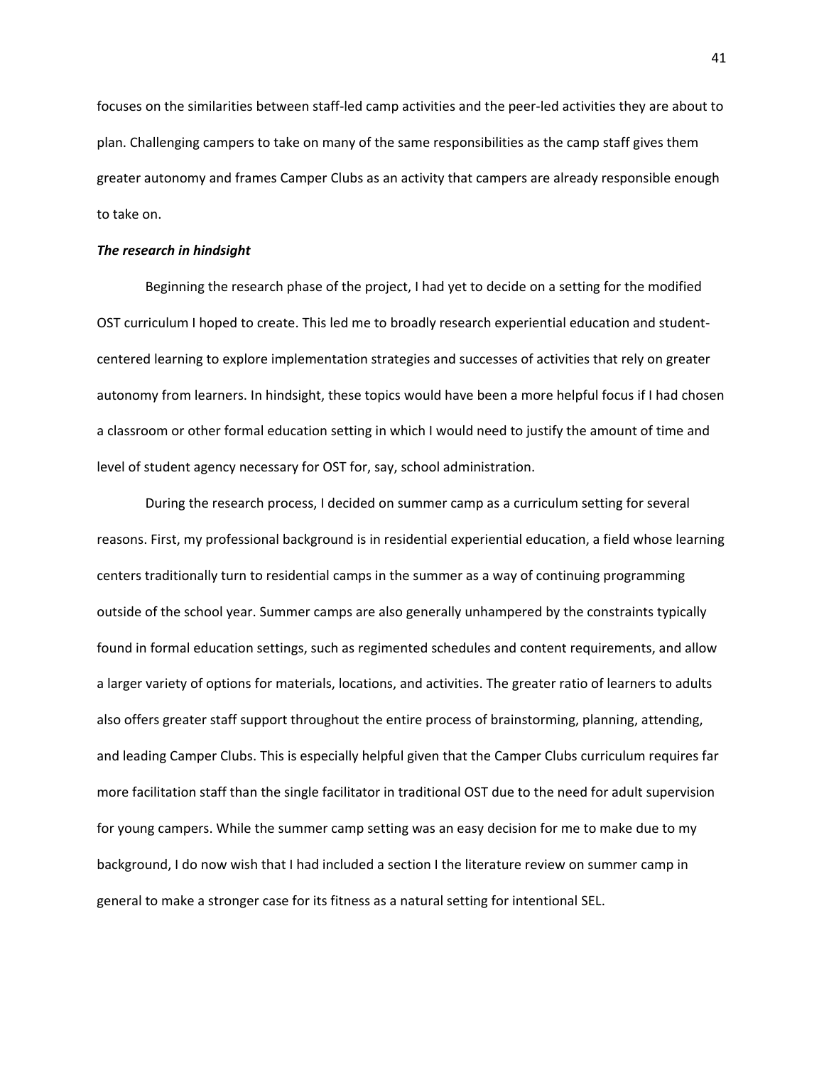focuses on the similarities between staff-led camp activities and the peer-led activities they are about to plan. Challenging campers to take on many of the same responsibilities as the camp staff gives them greater autonomy and frames Camper Clubs as an activity that campers are already responsible enough to take on.

***The research in hindsight***

Beginning the research phase of the project, I had yet to decide on a setting for the modified OST curriculum I hoped to create. This led me to broadly research experiential education and student-centered learning to explore implementation strategies and successes of activities that rely on greater autonomy from learners. In hindsight, these topics would have been a more helpful focus if I had chosen a classroom or other formal education setting in which I would need to justify the amount of time and level of student agency necessary for OST for, say, school administration.

During the research process, I decided on summer camp as a curriculum setting for several reasons. First, my professional background is in residential experiential education, a field whose learning centers traditionally turn to residential camps in the summer as a way of continuing programming outside of the school year. Summer camps are also generally unhampered by the constraints typically found in formal education settings, such as regimented schedules and content requirements, and allow a larger variety of options for materials, locations, and activities. The greater ratio of learners to adults also offers greater staff support throughout the entire process of brainstorming, planning, attending, and leading Camper Clubs. This is especially helpful given that the Camper Clubs curriculum requires far more facilitation staff than the single facilitator in traditional OST due to the need for adult supervision for young campers. While the summer camp setting was an easy decision for me to make due to my background, I do now wish that I had included a section I the literature review on summer camp in general to make a stronger case for its fitness as a natural setting for intentional SEL.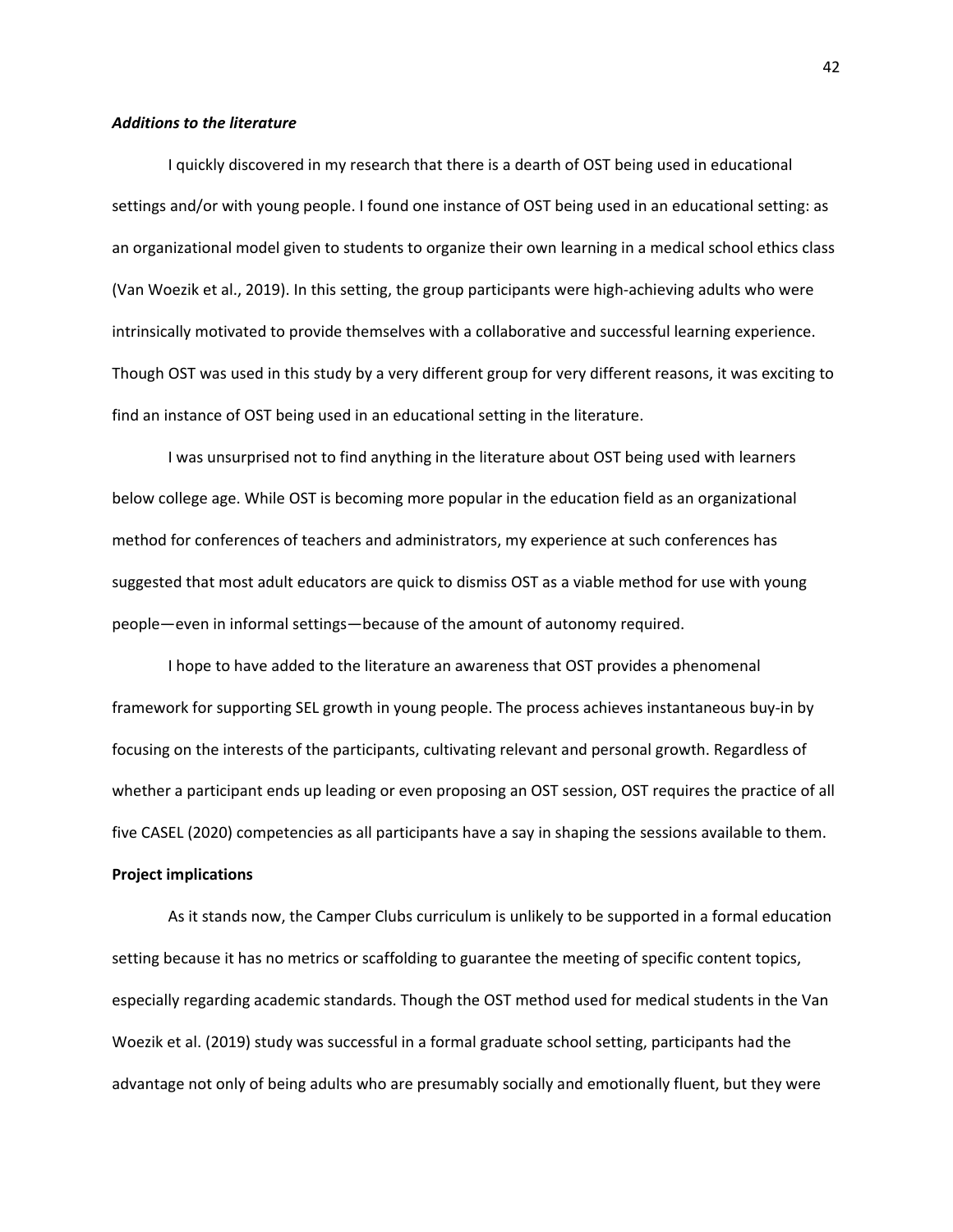### *Additions to the literature*

I quickly discovered in my research that there is a dearth of OST being used in educational settings and/or with young people. I found one instance of OST being used in an educational setting: as an organizational model given to students to organize their own learning in a medical school ethics class (Van Woezik et al., 2019). In this setting, the group participants were high-achieving adults who were intrinsically motivated to provide themselves with a collaborative and successful learning experience. Though OST was used in this study by a very different group for very different reasons, it was exciting to find an instance of OST being used in an educational setting in the literature.

I was unsurprised not to find anything in the literature about OST being used with learners below college age. While OST is becoming more popular in the education field as an organizational method for conferences of teachers and administrators, my experience at such conferences has suggested that most adult educators are quick to dismiss OST as a viable method for use with young people—even in informal settings—because of the amount of autonomy required.

I hope to have added to the literature an awareness that OST provides a phenomenal framework for supporting SEL growth in young people. The process achieves instantaneous buy-in by focusing on the interests of the participants, cultivating relevant and personal growth. Regardless of whether a participant ends up leading or even proposing an OST session, OST requires the practice of all five CASEL (2020) competencies as all participants have a say in shaping the sessions available to them.

## Project implications

As it stands now, the Camper Clubs curriculum is unlikely to be supported in a formal education setting because it has no metrics or scaffolding to guarantee the meeting of specific content topics, especially regarding academic standards. Though the OST method used for medical students in the Van Woezik et al. (2019) study was successful in a formal graduate school setting, participants had the advantage not only of being adults who are presumably socially and emotionally fluent, but they were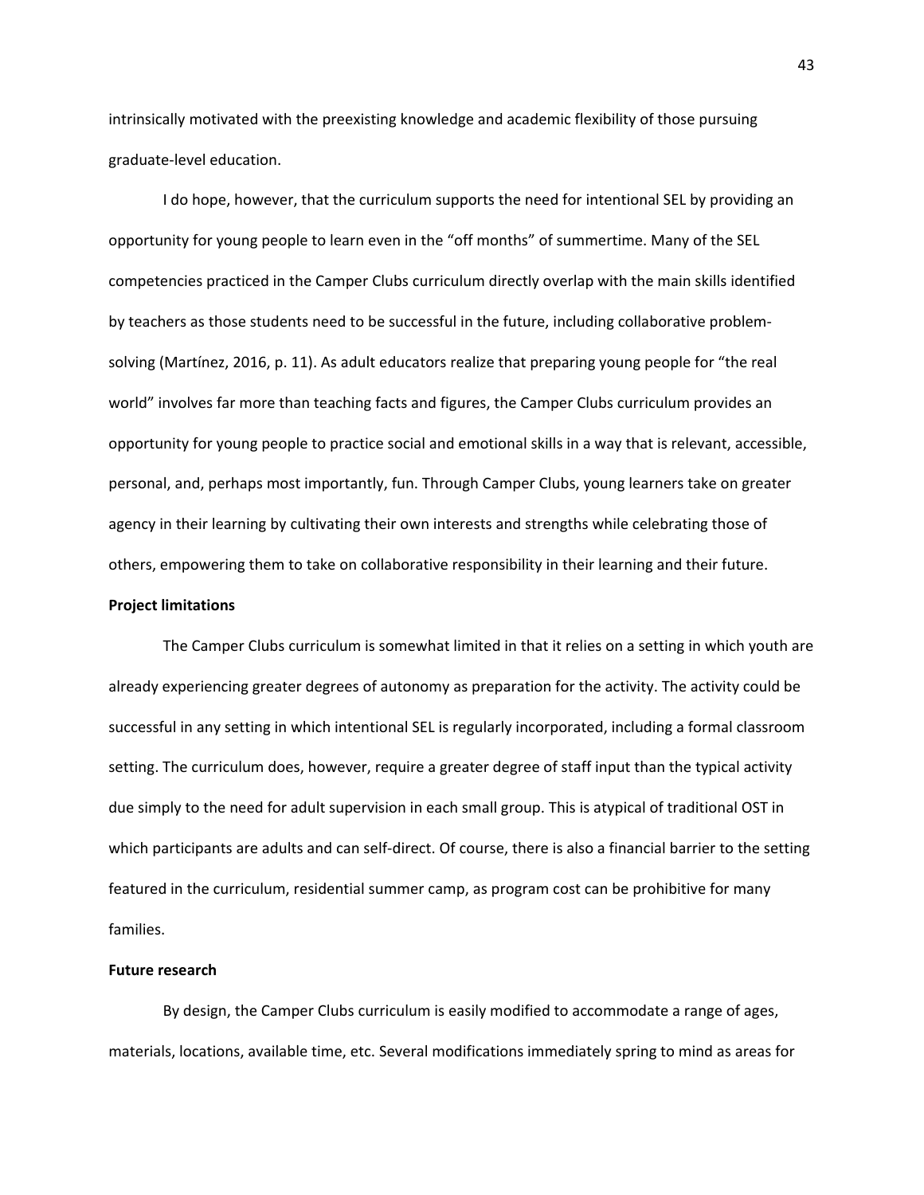intrinsically motivated with the preexisting knowledge and academic flexibility of those pursuing graduate-level education.

I do hope, however, that the curriculum supports the need for intentional SEL by providing an opportunity for young people to learn even in the "off months" of summertime. Many of the SEL competencies practiced in the Camper Clubs curriculum directly overlap with the main skills identified by teachers as those students need to be successful in the future, including collaborative problem-solving (Martínez, 2016, p. 11). As adult educators realize that preparing young people for "the real world" involves far more than teaching facts and figures, the Camper Clubs curriculum provides an opportunity for young people to practice social and emotional skills in a way that is relevant, accessible, personal, and, perhaps most importantly, fun. Through Camper Clubs, young learners take on greater agency in their learning by cultivating their own interests and strengths while celebrating those of others, empowering them to take on collaborative responsibility in their learning and their future.

**Project limitations**

The Camper Clubs curriculum is somewhat limited in that it relies on a setting in which youth are already experiencing greater degrees of autonomy as preparation for the activity. The activity could be successful in any setting in which intentional SEL is regularly incorporated, including a formal classroom setting. The curriculum does, however, require a greater degree of staff input than the typical activity due simply to the need for adult supervision in each small group. This is atypical of traditional OST in which participants are adults and can self-direct. Of course, there is also a financial barrier to the setting featured in the curriculum, residential summer camp, as program cost can be prohibitive for many families.

**Future research**

By design, the Camper Clubs curriculum is easily modified to accommodate a range of ages, materials, locations, available time, etc. Several modifications immediately spring to mind as areas for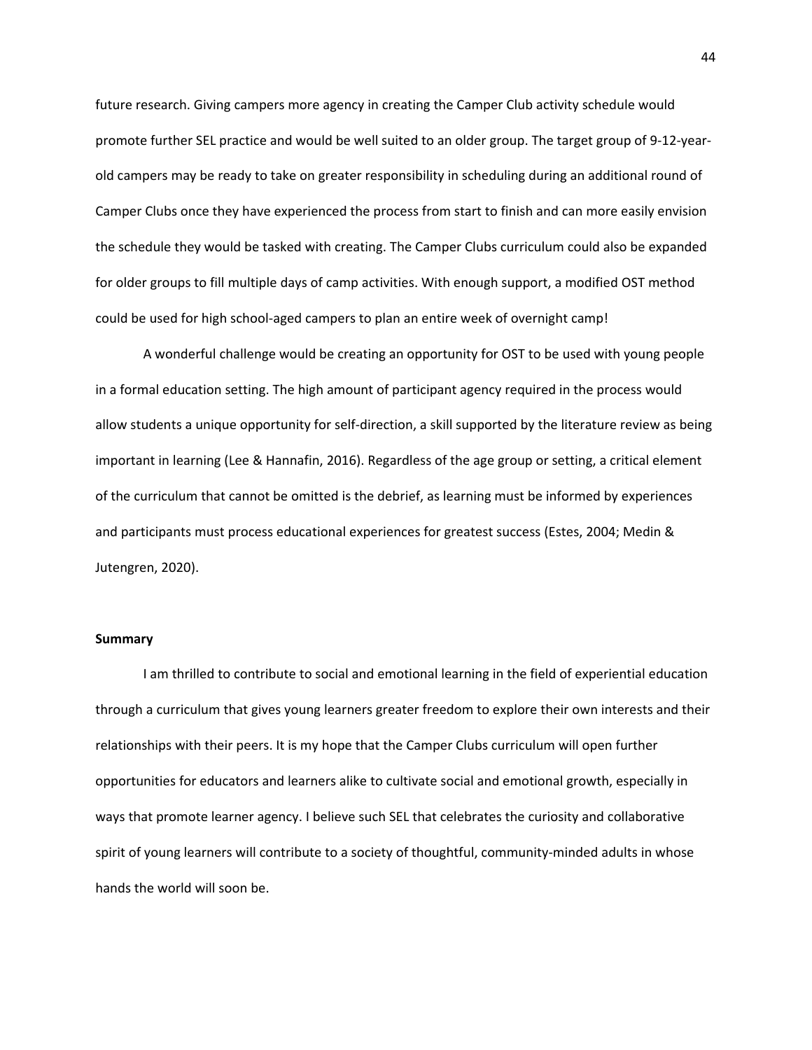future research. Giving campers more agency in creating the Camper Club activity schedule would promote further SEL practice and would be well suited to an older group. The target group of 9-12-year-old campers may be ready to take on greater responsibility in scheduling during an additional round of Camper Clubs once they have experienced the process from start to finish and can more easily envision the schedule they would be tasked with creating. The Camper Clubs curriculum could also be expanded for older groups to fill multiple days of camp activities. With enough support, a modified OST method could be used for high school-aged campers to plan an entire week of overnight camp!

A wonderful challenge would be creating an opportunity for OST to be used with young people in a formal education setting. The high amount of participant agency required in the process would allow students a unique opportunity for self-direction, a skill supported by the literature review as being important in learning (Lee & Hannafin, 2016). Regardless of the age group or setting, a critical element of the curriculum that cannot be omitted is the debrief, as learning must be informed by experiences and participants must process educational experiences for greatest success (Estes, 2004; Medin & Jutengren, 2020).

**Summary**

I am thrilled to contribute to social and emotional learning in the field of experiential education through a curriculum that gives young learners greater freedom to explore their own interests and their relationships with their peers. It is my hope that the Camper Clubs curriculum will open further opportunities for educators and learners alike to cultivate social and emotional growth, especially in ways that promote learner agency. I believe such SEL that celebrates the curiosity and collaborative spirit of young learners will contribute to a society of thoughtful, community-minded adults in whose hands the world will soon be.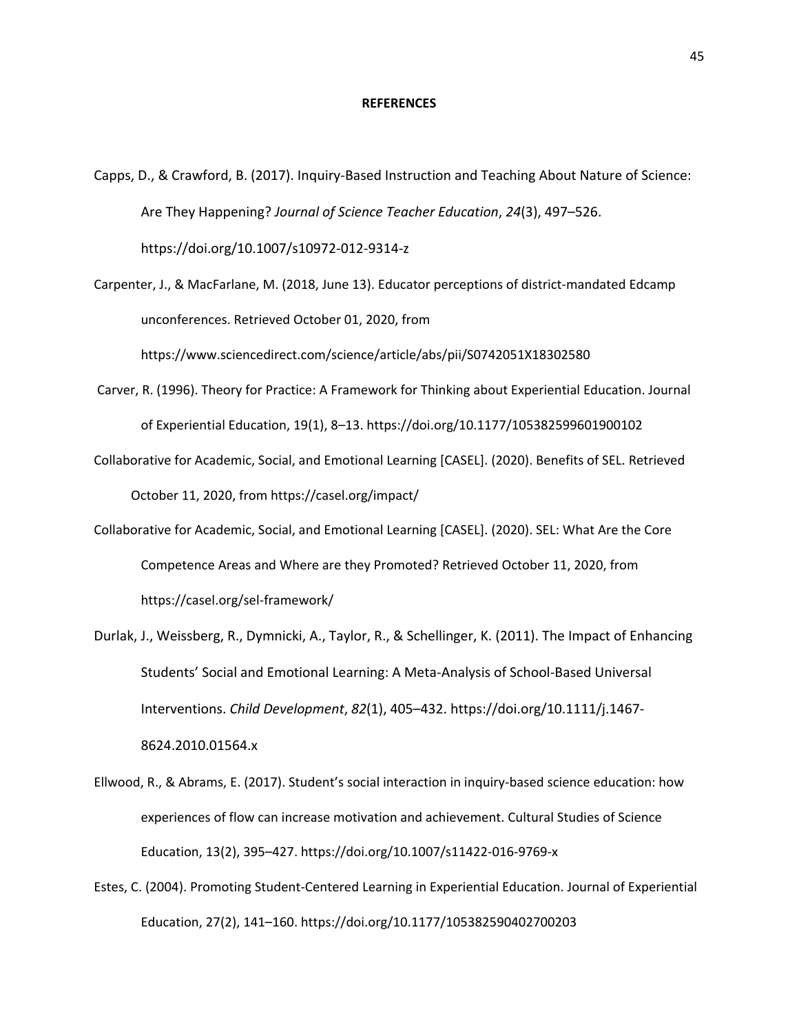# REFERENCES

Capps, D., & Crawford, B. (2017). Inquiry-Based Instruction and Teaching About Nature of Science: Are They Happening? *Journal of Science Teacher Education*, *24*(3), 497–526. https://doi.org/10.1007/s10972-012-9314-z

Carpenter, J., & MacFarlane, M. (2018, June 13). Educator perceptions of district-mandated Edcamp unconferences. Retrieved October 01, 2020, from https://www.sciencedirect.com/science/article/abs/pii/S0742051X18302580

Carver, R. (1996). Theory for Practice: A Framework for Thinking about Experiential Education. Journal of Experiential Education, 19(1), 8–13. https://doi.org/10.1177/105382599601900102

Collaborative for Academic, Social, and Emotional Learning [CASEL]. (2020). Benefits of SEL. Retrieved October 11, 2020, from https://casel.org/impact/

Collaborative for Academic, Social, and Emotional Learning [CASEL]. (2020). SEL: What Are the Core Competence Areas and Where are they Promoted? Retrieved October 11, 2020, from https://casel.org/sel-framework/

Durlak, J., Weissberg, R., Dymnicki, A., Taylor, R., & Schellinger, K. (2011). The Impact of Enhancing Students' Social and Emotional Learning: A Meta-Analysis of School-Based Universal Interventions. *Child Development*, *82*(1), 405–432. https://doi.org/10.1111/j.1467-8624.2010.01564.x

Ellwood, R., & Abrams, E. (2017). Student's social interaction in inquiry-based science education: how experiences of flow can increase motivation and achievement. Cultural Studies of Science Education, 13(2), 395–427. https://doi.org/10.1007/s11422-016-9769-x

Estes, C. (2004). Promoting Student-Centered Learning in Experiential Education. Journal of Experiential Education, 27(2), 141–160. https://doi.org/10.1177/105382590402700203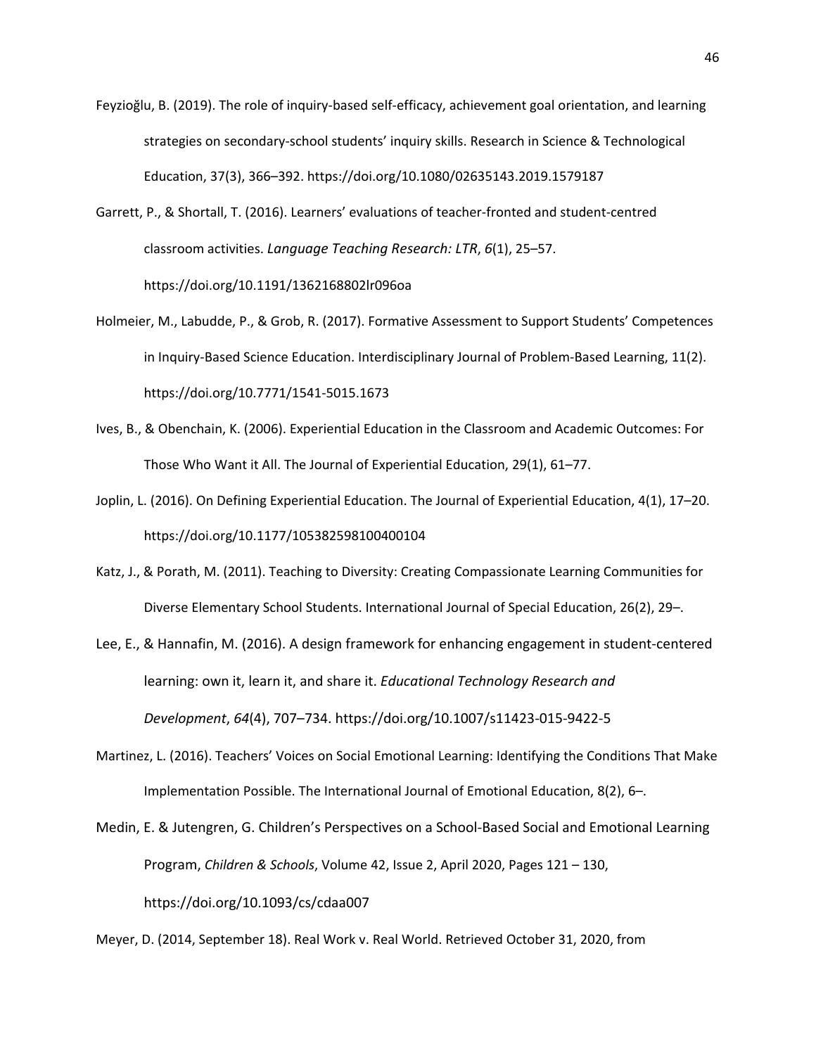Feyzioğlu, B. (2019). The role of inquiry-based self-efficacy, achievement goal orientation, and learning strategies on secondary-school students' inquiry skills. Research in Science & Technological Education, 37(3), 366–392. https://doi.org/10.1080/02635143.2019.1579187

Garrett, P., & Shortall, T. (2016). Learners' evaluations of teacher-fronted and student-centred classroom activities. *Language Teaching Research: LTR*, *6*(1), 25–57. https://doi.org/10.1191/1362168802lr096oa

Holmeier, M., Labudde, P., & Grob, R. (2017). Formative Assessment to Support Students' Competences in Inquiry-Based Science Education. Interdisciplinary Journal of Problem-Based Learning, 11(2). https://doi.org/10.7771/1541-5015.1673

Ives, B., & Obenchain, K. (2006). Experiential Education in the Classroom and Academic Outcomes: For Those Who Want it All. The Journal of Experiential Education, 29(1), 61–77.

Joplin, L. (2016). On Defining Experiential Education. The Journal of Experiential Education, 4(1), 17–20. https://doi.org/10.1177/105382598100400104

Katz, J., & Porath, M. (2011). Teaching to Diversity: Creating Compassionate Learning Communities for Diverse Elementary School Students. International Journal of Special Education, 26(2), 29–.

Lee, E., & Hannafin, M. (2016). A design framework for enhancing engagement in student-centered learning: own it, learn it, and share it. *Educational Technology Research and Development*, *64*(4), 707–734. https://doi.org/10.1007/s11423-015-9422-5

Martinez, L. (2016). Teachers' Voices on Social Emotional Learning: Identifying the Conditions That Make Implementation Possible. The International Journal of Emotional Education, 8(2), 6–.

Medin, E. & Jutengren, G. Children's Perspectives on a School-Based Social and Emotional Learning Program, *Children & Schools*, Volume 42, Issue 2, April 2020, Pages 121 – 130, https://doi.org/10.1093/cs/cdaa007

Meyer, D. (2014, September 18). Real Work v. Real World. Retrieved October 31, 2020, from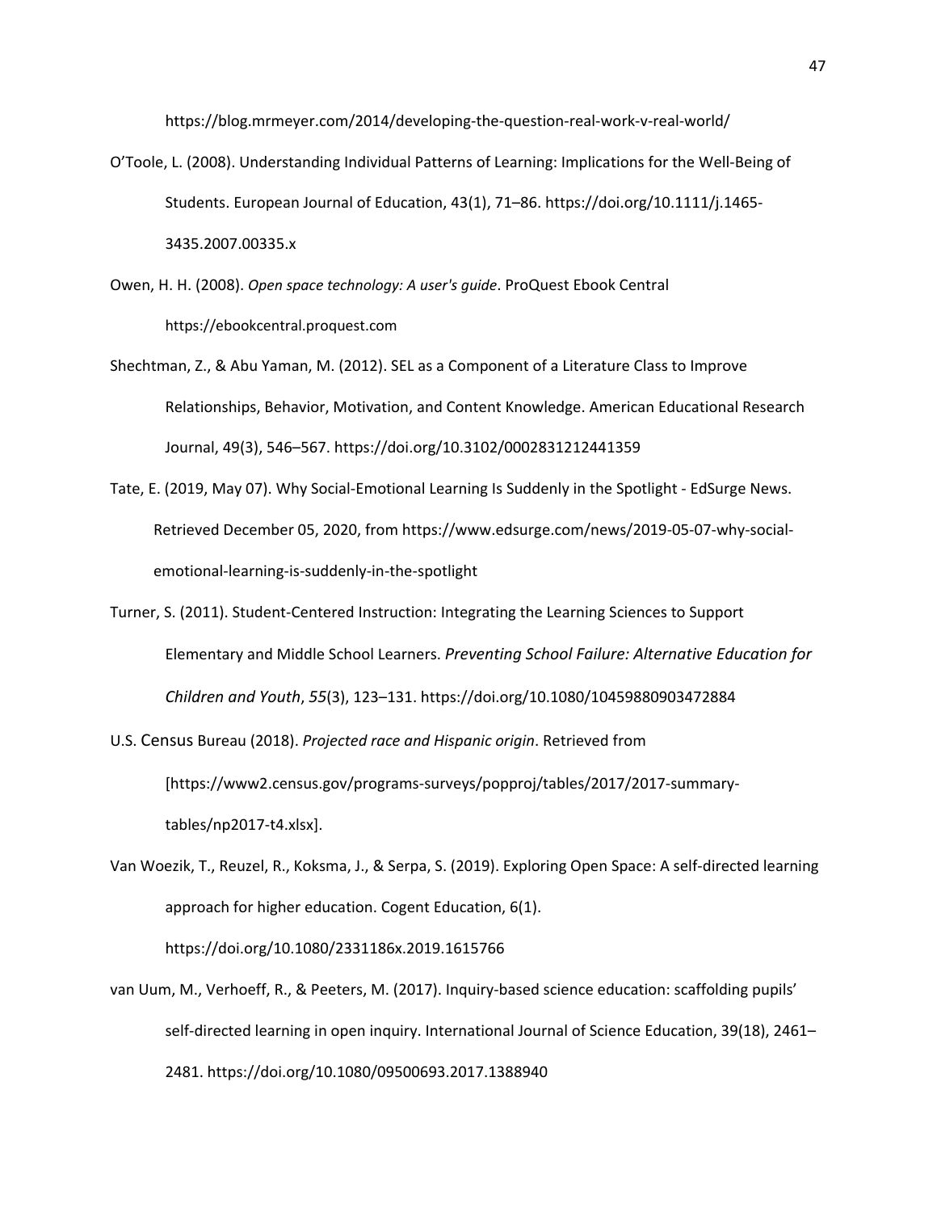https://blog.mrmeyer.com/2014/developing-the-question-real-work-v-real-world/

O'Toole, L. (2008). Understanding Individual Patterns of Learning: Implications for the Well-Being of Students. European Journal of Education, 43(1), 71–86. https://doi.org/10.1111/j.1465-3435.2007.00335.x

Owen, H. H. (2008). *Open space technology: A user's guide*. ProQuest Ebook Central https://ebookcentral.proquest.com

Shechtman, Z., & Abu Yaman, M. (2012). SEL as a Component of a Literature Class to Improve Relationships, Behavior, Motivation, and Content Knowledge. American Educational Research Journal, 49(3), 546–567. https://doi.org/10.3102/0002831212441359

Tate, E. (2019, May 07). Why Social-Emotional Learning Is Suddenly in the Spotlight - EdSurge News. Retrieved December 05, 2020, from https://www.edsurge.com/news/2019-05-07-why-social-emotional-learning-is-suddenly-in-the-spotlight

Turner, S. (2011). Student-Centered Instruction: Integrating the Learning Sciences to Support Elementary and Middle School Learners. *Preventing School Failure: Alternative Education for Children and Youth*, *55*(3), 123–131. https://doi.org/10.1080/10459880903472884

U.S. Census Bureau (2018). *Projected race and Hispanic origin*. Retrieved from [https://www2.census.gov/programs-surveys/popproj/tables/2017/2017-summary-tables/np2017-t4.xlsx].

Van Woezik, T., Reuzel, R., Koksma, J., & Serpa, S. (2019). Exploring Open Space: A self-directed learning approach for higher education. Cogent Education, 6(1). https://doi.org/10.1080/2331186x.2019.1615766

van Uum, M., Verhoeff, R., & Peeters, M. (2017). Inquiry-based science education: scaffolding pupils' self-directed learning in open inquiry. International Journal of Science Education, 39(18), 2461–2481. https://doi.org/10.1080/09500693.2017.1388940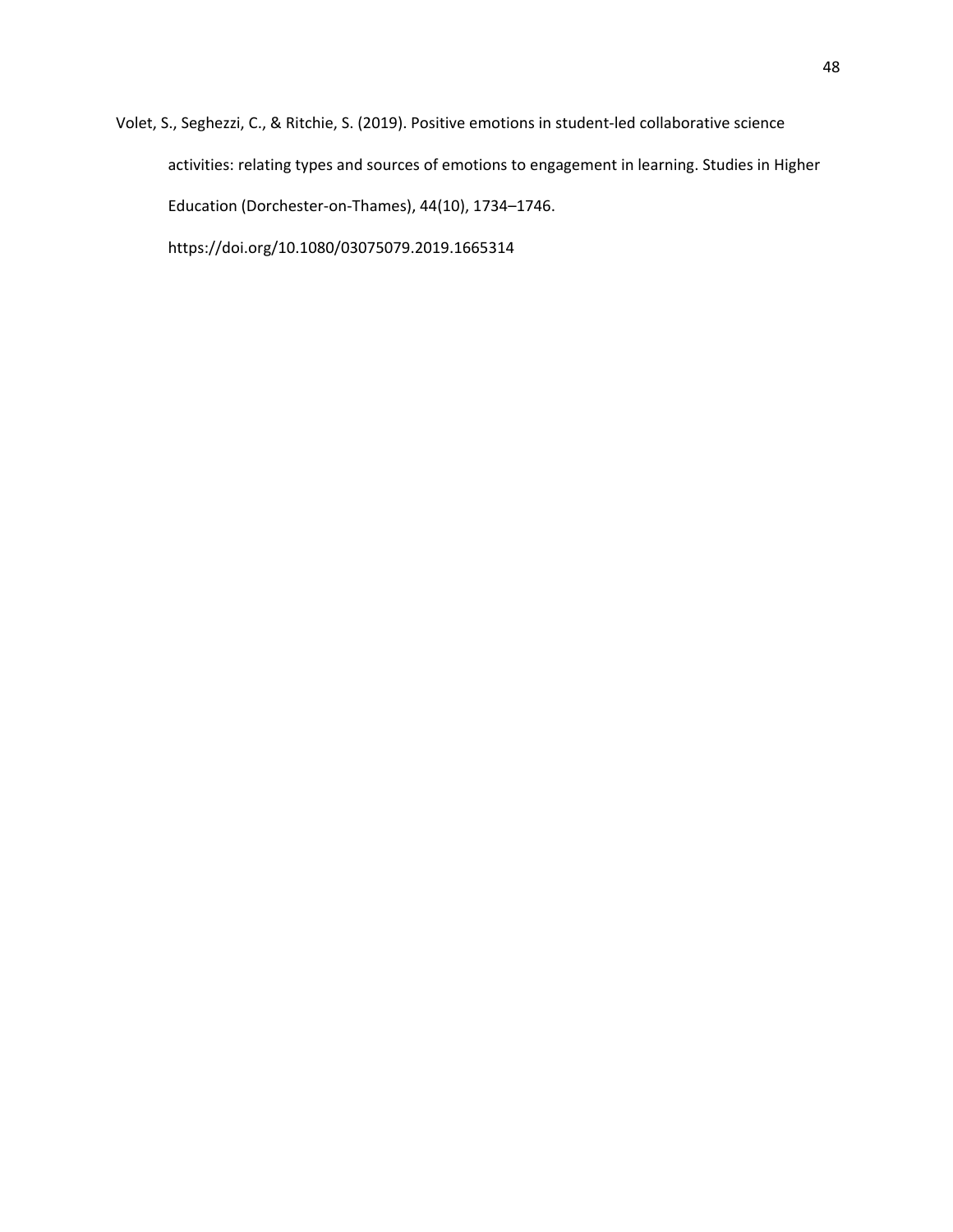Volet, S., Seghezzi, C., & Ritchie, S. (2019). Positive emotions in student-led collaborative science activities: relating types and sources of emotions to engagement in learning. Studies in Higher Education (Dorchester-on-Thames), 44(10), 1734–1746. https://doi.org/10.1080/03075079.2019.1665314